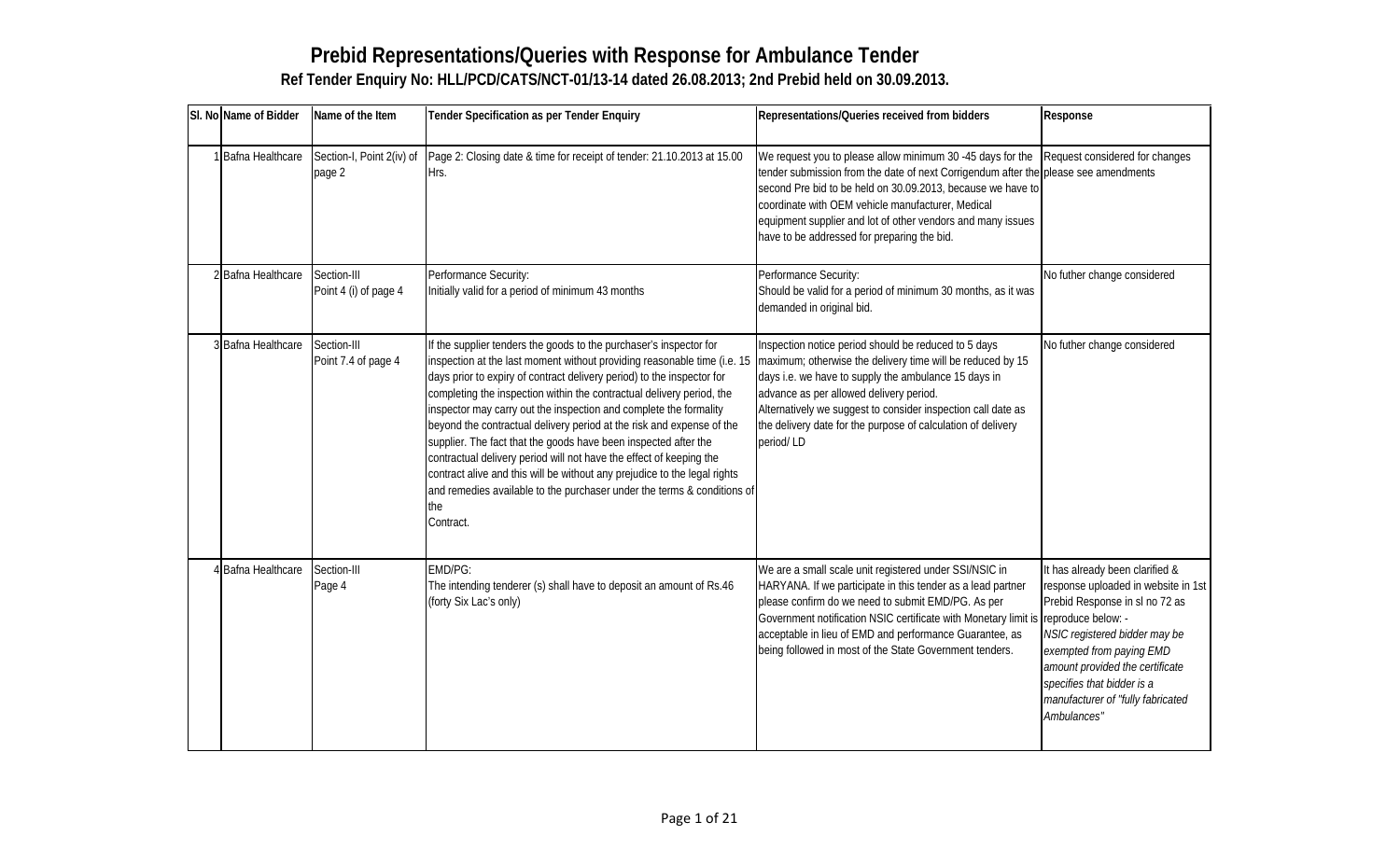# Prebid Representations/Queries with Response for Ambulance Tender

## Ref Tender Enquiry No: HLL/PCD/CATS/NCT-01/13-14 dated 26.08.2013; 2nd Prebid held on 30.09.2013.

| Sl. No | Name of Bidder | Name of the Item | Tender Specification as per Tender Enquiry | Representations/Queries received from bidders | Response |
|---|---|---|---|---|---|
| 1 | Bafna Healthcare | Section-I, Point 2(iv) of page 2 | Page 2: Closing date & time for receipt of tender: 21.10.2013 at 15.00 Hrs. | We request you to please allow minimum 30 -45 days for the tender submission from the date of next Corrigendum after the second Pre bid to be held on 30.09.2013, because we have to coordinate with OEM vehicle manufacturer, Medical equipment supplier and lot of other vendors and many issues have to be addressed for preparing the bid. | Request considered for changes please see amendments |
| 2 | Bafna Healthcare | Section-III Point 4 (i) of page 4 | Performance Security: Initially valid for a period of minimum 43 months | Performance Security: Should be valid for a period of minimum 30 months, as it was demanded in original bid. | No futher change considered |
| 3 | Bafna Healthcare | Section-III Point 7.4 of page 4 | If the supplier tenders the goods to the purchaser's inspector for inspection at the last moment without providing reasonable time (i.e. 15 days prior to expiry of contract delivery period) to the inspector for completing the inspection within the contractual delivery period, the inspector may carry out the inspection and complete the formality beyond the contractual delivery period at the risk and expense of the supplier. The fact that the goods have been inspected after the contractual delivery period will not have the effect of keeping the contract alive and this will be without any prejudice to the legal rights and remedies available to the purchaser under the terms & conditions of the Contract. | Inspection notice period should be reduced to 5 days maximum; otherwise the delivery time will be reduced by 15 days i.e. we have to supply the ambulance 15 days in advance as per allowed delivery period. Alternatively we suggest to consider inspection call date as the delivery date for the purpose of calculation of delivery period/ LD | No futher change considered |
| 4 | Bafna Healthcare | Section-III Page 4 | EMD/PG: The intending tenderer (s) shall have to deposit an amount of Rs.46 (forty Six Lac's only) | We are a small scale unit registered under SSI/NSIC in HARYANA. If we participate in this tender as a lead partner please confirm do we need to submit EMD/PG. As per Government notification NSIC certificate with Monetary limit is acceptable in lieu of EMD and performance Guarantee, as being followed in most of the State Government tenders. | It has already been clarified & response uploaded in website in 1st Prebid Response in sl no 72 as reproduce below: - *NSIC registered bidder may be exempted from paying EMD amount provided the certificate specifies that bidder is a manufacturer of "fully fabricated Ambulances"* |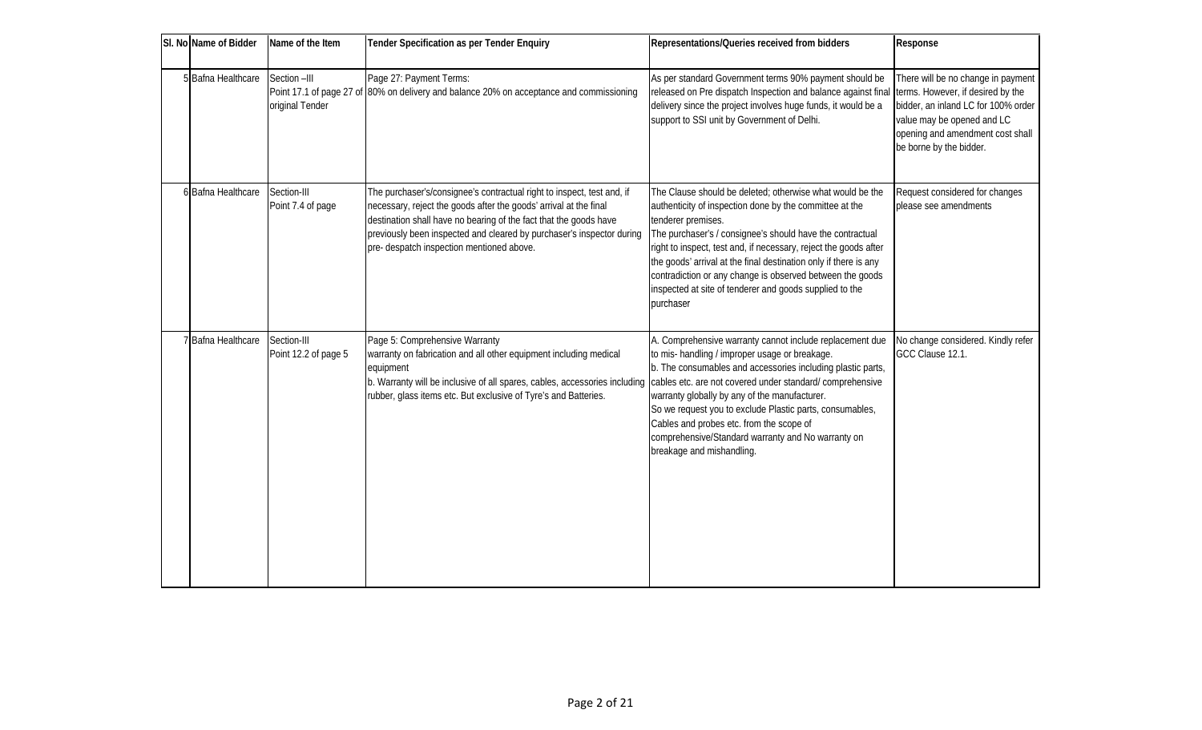| Sl. No | Name of Bidder | Name of the Item | Tender Specification as per Tender Enquiry | Representations/Queries received from bidders | Response |
|---|---|---|---|---|---|
| 5 | Bafna Healthcare | Section –III Point 17.1 of page 27 of original Tender | Page 27: Payment Terms: 80% on delivery and balance 20% on acceptance and commissioning | As per standard Government terms 90% payment should be released on Pre dispatch Inspection and balance against final delivery since the project involves huge funds, it would be a support to SSI unit by Government of Delhi. | There will be no change in payment terms. However, if desired by the bidder, an inland LC for 100% order value may be opened and LC opening and amendment cost shall be borne by the bidder. |
| 6 | Bafna Healthcare | Section-III Point 7.4 of page | The purchaser's/consignee's contractual right to inspect, test and, if necessary, reject the goods after the goods' arrival at the final destination shall have no bearing of the fact that the goods have previously been inspected and cleared by purchaser's inspector during pre- despatch inspection mentioned above. | The Clause should be deleted; otherwise what would be the authenticity of inspection done by the committee at the tenderer premises.<br>The purchaser's / consignee's should have the contractual right to inspect, test and, if necessary, reject the goods after the goods' arrival at the final destination only if there is any contradiction or any change is observed between the goods inspected at site of tenderer and goods supplied to the purchaser | Request considered for changes please see amendments |
| 7 | Bafna Healthcare | Section-III Point 12.2 of page 5 | Page 5: Comprehensive Warranty<br>warranty on fabrication and all other equipment including medical equipment<br>b. Warranty will be inclusive of all spares, cables, accessories including rubber, glass items etc. But exclusive of Tyre's and Batteries. | A. Comprehensive warranty cannot include replacement due to mis- handling / improper usage or breakage.<br>b. The consumables and accessories including plastic parts, cables etc. are not covered under standard/ comprehensive warranty globally by any of the manufacturer.<br>So we request you to exclude Plastic parts, consumables, Cables and probes etc. from the scope of comprehensive/Standard warranty and No warranty on breakage and mishandling. | No change considered. Kindly refer GCC Clause 12.1. |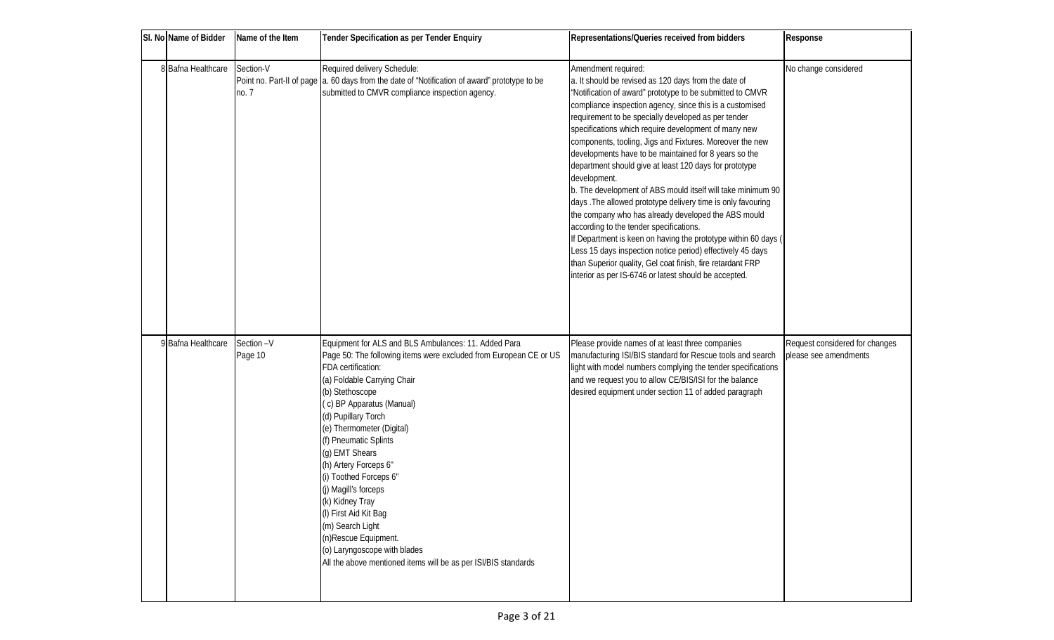| Sl. No | Name of Bidder | Name of the Item | Tender Specification as per Tender Enquiry | Representations/Queries received from bidders | Response |
|---|---|---|---|---|---|
| 8 | Bafna Healthcare | Section-V Point no. Part-II of page no. 7 | Required delivery Schedule:<br>a. 60 days from the date of "Notification of award" prototype to be submitted to CMVR compliance inspection agency. | Amendment required:<br>a. It should be revised as 120 days from the date of "Notification of award" prototype to be submitted to CMVR compliance inspection agency, since this is a customised requirement to be specially developed as per tender specifications which require development of many new components, tooling, Jigs and Fixtures. Moreover the new developments have to be maintained for 8 years so the department should give at least 120 days for prototype development.<br>b. The development of ABS mould itself will take minimum 90 days .The allowed prototype delivery time is only favouring the company who has already developed the ABS mould according to the tender specifications.<br>If Department is keen on having the prototype within 60 days ( Less 15 days inspection notice period) effectively 45 days than Superior quality, Gel coat finish, fire retardant FRP interior as per IS-6746 or latest should be accepted. | No change considered |
| 9 | Bafna Healthcare | Section –V Page 10 | Equipment for ALS and BLS Ambulances: 11. Added Para<br>Page 50: The following items were excluded from European CE or US FDA certification:<br>(a) Foldable Carrying Chair<br>(b) Stethoscope<br>( c) BP Apparatus (Manual)<br>(d) Pupillary Torch<br>(e) Thermometer (Digital)<br>(f) Pneumatic Splints<br>(g) EMT Shears<br>(h) Artery Forceps 6"<br>(i) Toothed Forceps 6"<br>(j) Magill's forceps<br>(k) Kidney Tray<br>(l) First Aid Kit Bag<br>(m) Search Light<br>(n)Rescue Equipment.<br>(o) Laryngoscope with blades<br>All the above mentioned items will be as per ISI/BIS standards | Please provide names of at least three companies manufacturing ISI/BIS standard for Rescue tools and search light with model numbers complying the tender specifications and we request you to allow CE/BIS/ISI for the balance desired equipment under section 11 of added paragraph | Request considered for changes please see amendments |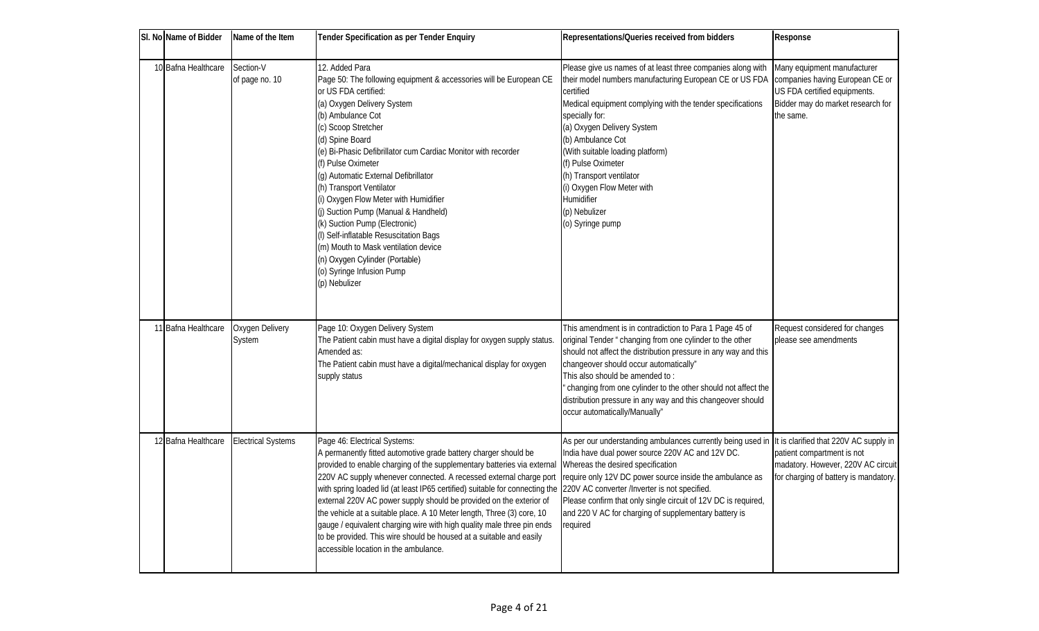| Sl. No | Name of Bidder | Name of the Item | Tender Specification as per Tender Enquiry | Representations/Queries received from bidders | Response |
|---|---|---|---|---|---|
| 10 | Bafna Healthcare | Section-V of page no. 10 | 12. Added Para<br>Page 50: The following equipment & accessories will be European CE or US FDA certified:<br>(a) Oxygen Delivery System<br>(b) Ambulance Cot<br>(c) Scoop Stretcher<br>(d) Spine Board<br>(e) Bi-Phasic Defibrillator cum Cardiac Monitor with recorder<br>(f) Pulse Oximeter<br>(g) Automatic External Defibrillator<br>(h) Transport Ventilator<br>(i) Oxygen Flow Meter with Humidifier<br>(j) Suction Pump (Manual & Handheld)<br>(k) Suction Pump (Electronic)<br>(l) Self-inflatable Resuscitation Bags<br>(m) Mouth to Mask ventilation device<br>(n) Oxygen Cylinder (Portable)<br>(o) Syringe Infusion Pump<br>(p) Nebulizer | Please give us names of at least three companies along with their model numbers manufacturing European CE or US FDA certified<br>Medical equipment complying with the tender specifications specially for:<br>(a) Oxygen Delivery System<br>(b) Ambulance Cot<br>(With suitable loading platform)<br>(f) Pulse Oximeter<br>(h) Transport ventilator<br>(i) Oxygen Flow Meter with Humidifier<br>(p) Nebulizer<br>(o) Syringe pump | Many equipment manufacturer companies having European CE or US FDA certified equipments. Bidder may do market research for the same. |
| 11 | Bafna Healthcare | Oxygen Delivery System | Page 10: Oxygen Delivery System<br>The Patient cabin must have a digital display for oxygen supply status.<br>Amended as:<br>The Patient cabin must have a digital/mechanical display for oxygen supply status | This amendment is in contradiction to Para 1 Page 45 of original Tender " changing from one cylinder to the other should not affect the distribution pressure in any way and this changeover should occur automatically"<br>This also should be amended to :<br>" changing from one cylinder to the other should not affect the distribution pressure in any way and this changeover should occur automatically/Manually" | Request considered for changes please see amendments |
| 12 | Bafna Healthcare | Electrical Systems | Page 46: Electrical Systems:<br>A permanently fitted automotive grade battery charger should be provided to enable charging of the supplementary batteries via external 220V AC supply whenever connected. A recessed external charge port with spring loaded lid (at least IP65 certified) suitable for connecting the external 220V AC power supply should be provided on the exterior of the vehicle at a suitable place. A 10 Meter length, Three (3) core, 10 gauge / equivalent charging wire with high quality male three pin ends to be provided. This wire should be housed at a suitable and easily accessible location in the ambulance. | As per our understanding ambulances currently being used in India have dual power source 220V AC and 12V DC. Whereas the desired specification require only 12V DC power source inside the ambulance as 220V AC converter /Inverter is not specified.<br>Please confirm that only single circuit of 12V DC is required, and 220 V AC for charging of supplementary battery is required | It is clarified that 220V AC supply in patient compartment is not madatory. However, 220V AC circuit for charging of battery is mandatory. |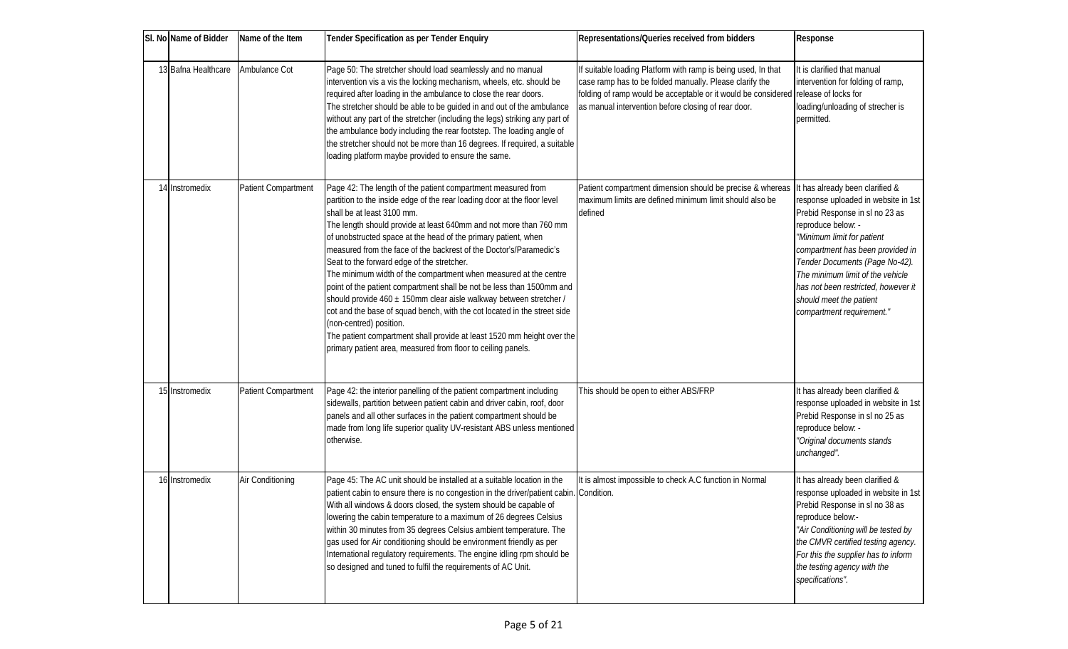| Sl. No | Name of Bidder | Name of the Item | Tender Specification as per Tender Enquiry | Representations/Queries received from bidders | Response |
|---|---|---|---|---|---|
| 13 | Bafna Healthcare | Ambulance Cot | Page 50: The stretcher should load seamlessly and no manual intervention vis a vis the locking mechanism, wheels, etc. should be required after loading in the ambulance to close the rear doors.<br>The stretcher should be able to be guided in and out of the ambulance without any part of the stretcher (including the legs) striking any part of the ambulance body including the rear footstep. The loading angle of the stretcher should not be more than 16 degrees. If required, a suitable loading platform maybe provided to ensure the same. | If suitable loading Platform with ramp is being used, In that case ramp has to be folded manually. Please clarify the folding of ramp would be acceptable or it would be considered as manual intervention before closing of rear door. | It is clarified that manual intervention for folding of ramp, release of locks for loading/unloading of strecher is permitted. |
| 14 | Instromedix | Patient Compartment | Page 42: The length of the patient compartment measured from partition to the inside edge of the rear loading door at the floor level shall be at least 3100 mm.<br>The length should provide at least 640mm and not more than 760 mm of unobstructed space at the head of the primary patient, when measured from the face of the backrest of the Doctor's/Paramedic's Seat to the forward edge of the stretcher.<br>The minimum width of the compartment when measured at the centre point of the patient compartment shall be not be less than 1500mm and should provide 460 ± 150mm clear aisle walkway between stretcher / cot and the base of squad bench, with the cot located in the street side (non-centred) position.<br>The patient compartment shall provide at least 1520 mm height over the primary patient area, measured from floor to ceiling panels. | Patient compartment dimension should be precise & whereas maximum limits are defined minimum limit should also be defined | It has already been clarified & response uploaded in website in 1st Prebid Response in sl no 23 as reproduce below: -<br>*"Minimum limit for patient compartment has been provided in Tender Documents (Page No-42). The minimum limit of the vehicle has not been restricted, however it should meet the patient compartment requirement."* |
| 15 | Instromedix | Patient Compartment | Page 42: the interior panelling of the patient compartment including sidewalls, partition between patient cabin and driver cabin, roof, door panels and all other surfaces in the patient compartment should be made from long life superior quality UV-resistant ABS unless mentioned otherwise. | This should be open to either ABS/FRP | It has already been clarified & response uploaded in website in 1st Prebid Response in sl no 25 as reproduce below: -<br>*"Original documents stands unchanged".* |
| 16 | Instromedix | Air Conditioning | Page 45: The AC unit should be installed at a suitable location in the patient cabin to ensure there is no congestion in the driver/patient cabin. With all windows & doors closed, the system should be capable of lowering the cabin temperature to a maximum of 26 degrees Celsius within 30 minutes from 35 degrees Celsius ambient temperature. The gas used for Air conditioning should be environment friendly as per International regulatory requirements. The engine idling rpm should be so designed and tuned to fulfil the requirements of AC Unit. | It is almost impossible to check A.C function in Normal Condition. | It has already been clarified & response uploaded in website in 1st Prebid Response in sl no 38 as reproduce below:-<br>*"Air Conditioning will be tested by the CMVR certified testing agency. For this the supplier has to inform the testing agency with the specifications".* |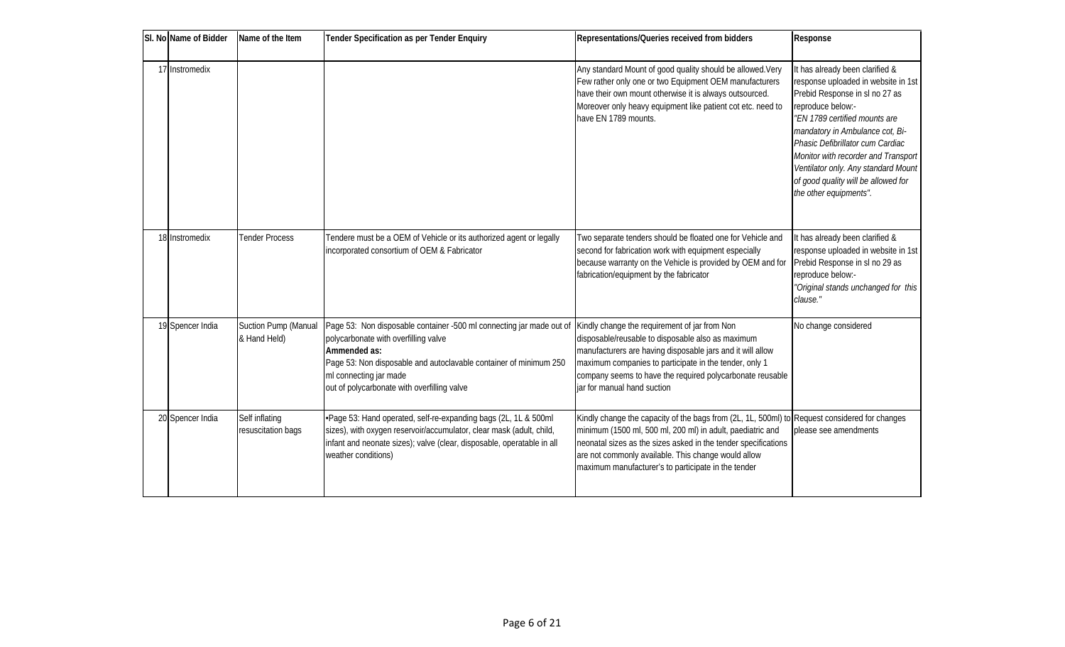| Sl. No | Name of Bidder | Name of the Item | Tender Specification as per Tender Enquiry | Representations/Queries received from bidders | Response |
|---|---|---|---|---|---|
| 17 | Instromedix | | | Any standard Mount of good quality should be allowed.Very Few rather only one or two Equipment OEM manufacturers have their own mount otherwise it is always outsourced. Moreover only heavy equipment like patient cot etc. need to have EN 1789 mounts. | It has already been clarified & response uploaded in website in 1st Prebid Response in sl no 27 as reproduce below:- *"EN 1789 certified mounts are mandatory in Ambulance cot, Bi-Phasic Defibrillator cum Cardiac Monitor with recorder and Transport Ventilator only. Any standard Mount of good quality will be allowed for the other equipments".* |
| 18 | Instromedix | Tender Process | Tendere must be a OEM of Vehicle or its authorized agent or legally incorporated consortium of OEM & Fabricator | Two separate tenders should be floated one for Vehicle and second for fabrication work with equipment especially because warranty on the Vehicle is provided by OEM and for fabrication/equipment by the fabricator | It has already been clarified & response uploaded in website in 1st Prebid Response in sl no 29 as reproduce below:- *"Original stands unchanged for this clause."* |
| 19 | Spencer India | Suction Pump (Manual & Hand Held) | Page 53: Non disposable container -500 ml connecting jar made out of polycarbonate with overfilling valve<br>**Ammended as:**<br>Page 53: Non disposable and autoclavable container of minimum 250 ml connecting jar made out of polycarbonate with overfilling valve | Kindly change the requirement of jar from Non disposable/reusable to disposable also as maximum manufacturers are having disposable jars and it will allow maximum companies to participate in the tender, only 1 company seems to have the required polycarbonate reusable jar for manual hand suction | No change considered |
| 20 | Spencer India | Self inflating resuscitation bags | •Page 53: Hand operated, self-re-expanding bags (2L, 1L & 500ml sizes), with oxygen reservoir/accumulator, clear mask (adult, child, infant and neonate sizes); valve (clear, disposable, operatable in all weather conditions) | Kindly change the capacity of the bags from (2L, 1L, 500ml) to minimum (1500 ml, 500 ml, 200 ml) in adult, paediatric and neonatal sizes as the sizes asked in the tender specifications are not commonly available. This change would allow maximum manufacturer's to participate in the tender | Request considered for changes please see amendments |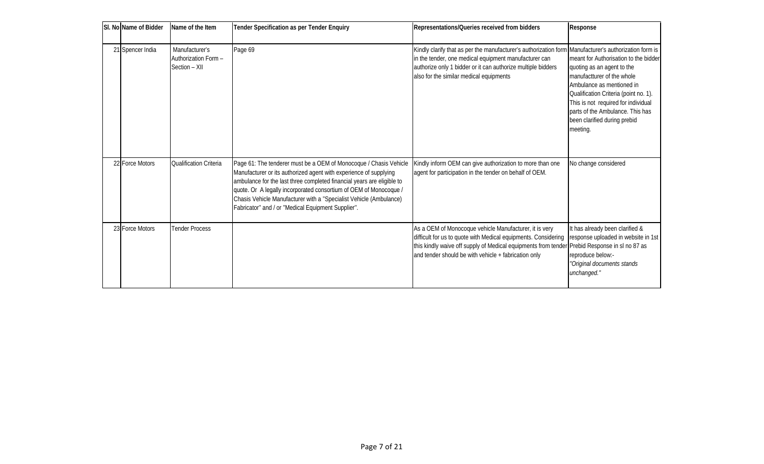| Sl. No | Name of Bidder | Name of the Item | Tender Specification as per Tender Enquiry | Representations/Queries received from bidders | Response |
| --- | --- | --- | --- | --- | --- |
| 21 | Spencer India | Manufacturer's Authorization Form – Section – XII | Page 69 | Kindly clarify that as per the manufacturer's authorization form in the tender, one medical equipment manufacturer can authorize only 1 bidder or it can authorize multiple bidders also for the similar medical equipments | Manufacturer's authorization form is meant for Authorisation to the bidder quoting as an agent to the manufactturer of the whole Ambulance as mentioned in Qualification Criteria (point no. 1). This is not required for individual parts of the Ambulance. This has been clarified during prebid meeting. |
| 22 | Force Motors | Qualification Criteria | Page 61: The tenderer must be a OEM of Monocoque / Chasis Vehicle Manufacturer or its authorized agent with experience of supplying ambulance for the last three completed financial years are eligible to quote. Or A legally incorporated consortium of OEM of Monocoque / Chasis Vehicle Manufacturer with a "Specialist Vehicle (Ambulance) Fabricator" and / or "Medical Equipment Supplier". | Kindly inform OEM can give authorization to more than one agent for participation in the tender on behalf of OEM. | No change considered |
| 23 | Force Motors | Tender Process | | As a OEM of Monocoque vehicle Manufacturer, it is very difficult for us to quote with Medical equipments. Considering this kindly waive off supply of Medical equipments from tender and tender should be with vehicle + fabrication only | It has already been clarified & response uploaded in website in 1st Prebid Response in sl no 87 as reproduce below:- *"Original documents stands unchanged."* |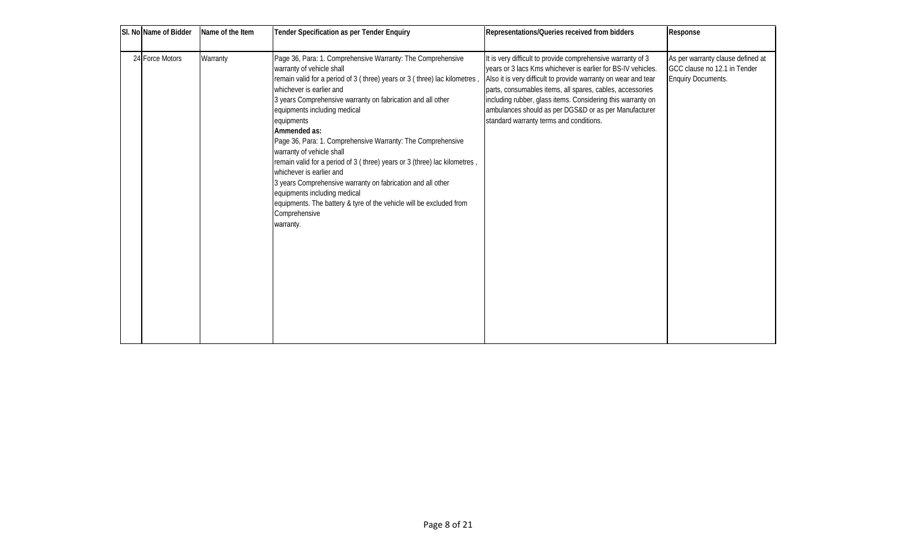| Sl. No | Name of Bidder | Name of the Item | Tender Specification as per Tender Enquiry | Representations/Queries received from bidders | Response |
|---|---|---|---|---|---|
| 24 | Force Motors | Warranty | Page 36, Para: 1. Comprehensive Warranty: The Comprehensive warranty of vehicle shall remain valid for a period of 3 ( three) years or 3 ( three) lac kilometres , whichever is earlier and 3 years Comprehensive warranty on fabrication and all other equipments including medical equipments<br>**Ammended as:**<br>Page 36, Para: 1. Comprehensive Warranty: The Comprehensive warranty of vehicle shall remain valid for a period of 3 ( three) years or 3 (three) lac kilometres , whichever is earlier and 3 years Comprehensive warranty on fabrication and all other equipments including medical equipments. The battery & tyre of the vehicle will be excluded from Comprehensive warranty. | It is very difficult to provide comprehensive warranty of 3 years or 3 lacs Kms whichever is earlier for BS-IV vehicles. Also it is very difficult to provide warranty on wear and tear parts, consumables items, all spares, cables, accessories including rubber, glass items. Considering this warranty on ambulances should as per DGS&D or as per Manufacturer standard warranty terms and conditions. | As per warranty clause defined at GCC clause no 12.1 in Tender Enquiry Documents. |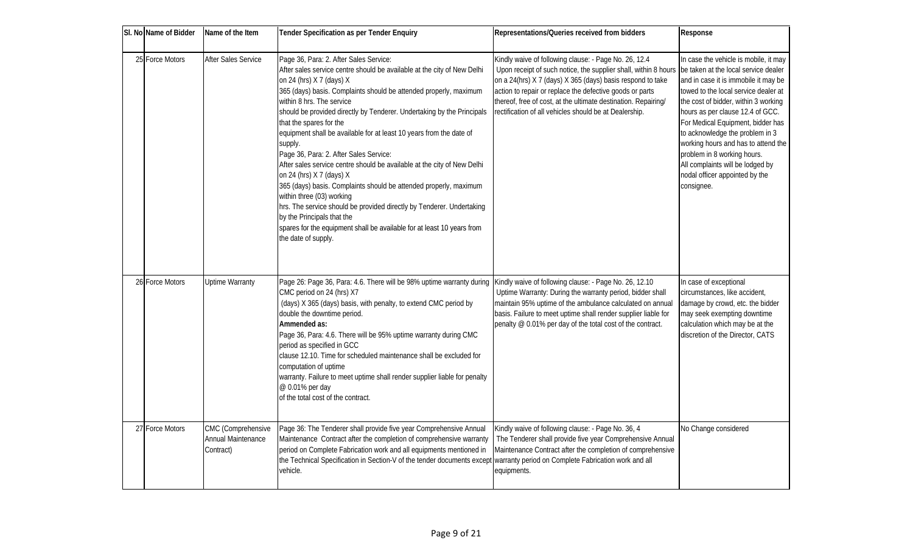| Sl. No | Name of Bidder | Name of the Item | Tender Specification as per Tender Enquiry | Representations/Queries received from bidders | Response |
|---|---|---|---|---|---|
| 25 | Force Motors | After Sales Service | Page 36, Para: 2. After Sales Service:<br>After sales service centre should be available at the city of New Delhi on 24 (hrs) X 7 (days) X<br>365 (days) basis. Complaints should be attended properly, maximum within 8 hrs. The service<br>should be provided directly by Tenderer. Undertaking by the Principals that the spares for the<br>equipment shall be available for at least 10 years from the date of supply.<br>Page 36, Para: 2. After Sales Service:<br>After sales service centre should be available at the city of New Delhi on 24 (hrs) X 7 (days) X<br>365 (days) basis. Complaints should be attended properly, maximum within three (03) working<br>hrs. The service should be provided directly by Tenderer. Undertaking by the Principals that the<br>spares for the equipment shall be available for at least 10 years from the date of supply. | Kindly waive of following clause: - Page No. 26, 12.4<br>Upon receipt of such notice, the supplier shall, within 8 hours on a 24(hrs) X 7 (days) X 365 (days) basis respond to take action to repair or replace the defective goods or parts thereof, free of cost, at the ultimate destination. Repairing/ rectification of all vehicles should be at Dealership. | In case the vehicle is mobile, it may be taken at the local service dealer and in case it is immobile it may be towed to the local service dealer at the cost of bidder, within 3 working hours as per clause 12.4 of GCC.<br>For Medical Equipment, bidder has to acknowledge the problem in 3 working hours and has to attend the problem in 8 working hours.<br>All complaints will be lodged by nodal officer appointed by the consignee. |
| 26 | Force Motors | Uptime Warranty | Page 26: Page 36, Para: 4.6. There will be 98% uptime warranty during CMC period on 24 (hrs) X7<br>(days) X 365 (days) basis, with penalty, to extend CMC period by double the downtime period.<br>**Ammended as:**<br>Page 36, Para: 4.6. There will be 95% uptime warranty during CMC period as specified in GCC<br>clause 12.10. Time for scheduled maintenance shall be excluded for computation of uptime<br>warranty. Failure to meet uptime shall render supplier liable for penalty @ 0.01% per day<br>of the total cost of the contract. | Kindly waive of following clause: - Page No. 26, 12.10<br>Uptime Warranty: During the warranty period, bidder shall maintain 95% uptime of the ambulance calculated on annual basis. Failure to meet uptime shall render supplier liable for penalty @ 0.01% per day of the total cost of the contract. | In case of exceptional circumstances, like accident, damage by crowd, etc. the bidder may seek exempting downtime calculation which may be at the discretion of the Director, CATS |
| 27 | Force Motors | CMC (Comprehensive Annual Maintenance Contract) | Page 36: The Tenderer shall provide five year Comprehensive Annual Maintenance Contract after the completion of comprehensive warranty period on Complete Fabrication work and all equipments mentioned in the Technical Specification in Section-V of the tender documents except vehicle. | Kindly waive of following clause: - Page No. 36, 4<br>The Tenderer shall provide five year Comprehensive Annual Maintenance Contract after the completion of comprehensive warranty period on Complete Fabrication work and all equipments. | No Change considered |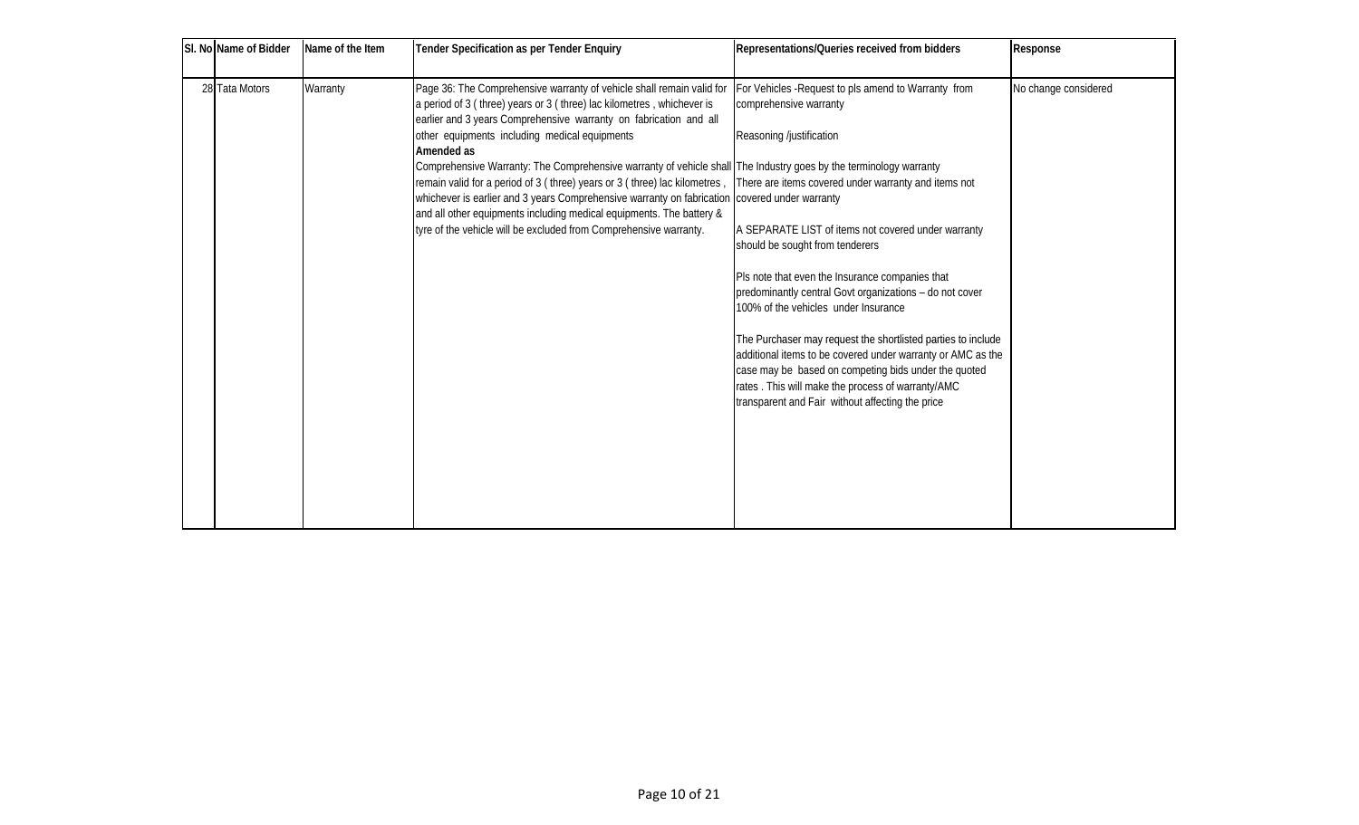| Sl. No | Name of Bidder | Name of the Item | Tender Specification as per Tender Enquiry | Representations/Queries received from bidders | Response |
|---|---|---|---|---|---|
| 28 | Tata Motors | Warranty | Page 36: The Comprehensive warranty of vehicle shall remain valid for a period of 3 ( three) years or 3 ( three) lac kilometres , whichever is earlier and 3 years Comprehensive warranty on fabrication and all other equipments including medical equipments<br>**Amended as**<br>Comprehensive Warranty: The Comprehensive warranty of vehicle shall remain valid for a period of 3 ( three) years or 3 ( three) lac kilometres , whichever is earlier and 3 years Comprehensive warranty on fabrication and all other equipments including medical equipments. The battery & tyre of the vehicle will be excluded from Comprehensive warranty. | For Vehicles -Request to pls amend to Warranty from comprehensive warranty<br><br>Reasoning /justification<br><br>The Industry goes by the terminology warranty<br>There are items covered under warranty and items not covered under warranty<br><br>A SEPARATE LIST of items not covered under warranty should be sought from tenderers<br><br>Pls note that even the Insurance companies that predominantly central Govt organizations – do not cover 100% of the vehicles under Insurance<br><br>The Purchaser may request the shortlisted parties to include additional items to be covered under warranty or AMC as the case may be based on competing bids under the quoted rates . This will make the process of warranty/AMC transparent and Fair without affecting the price | No change considered |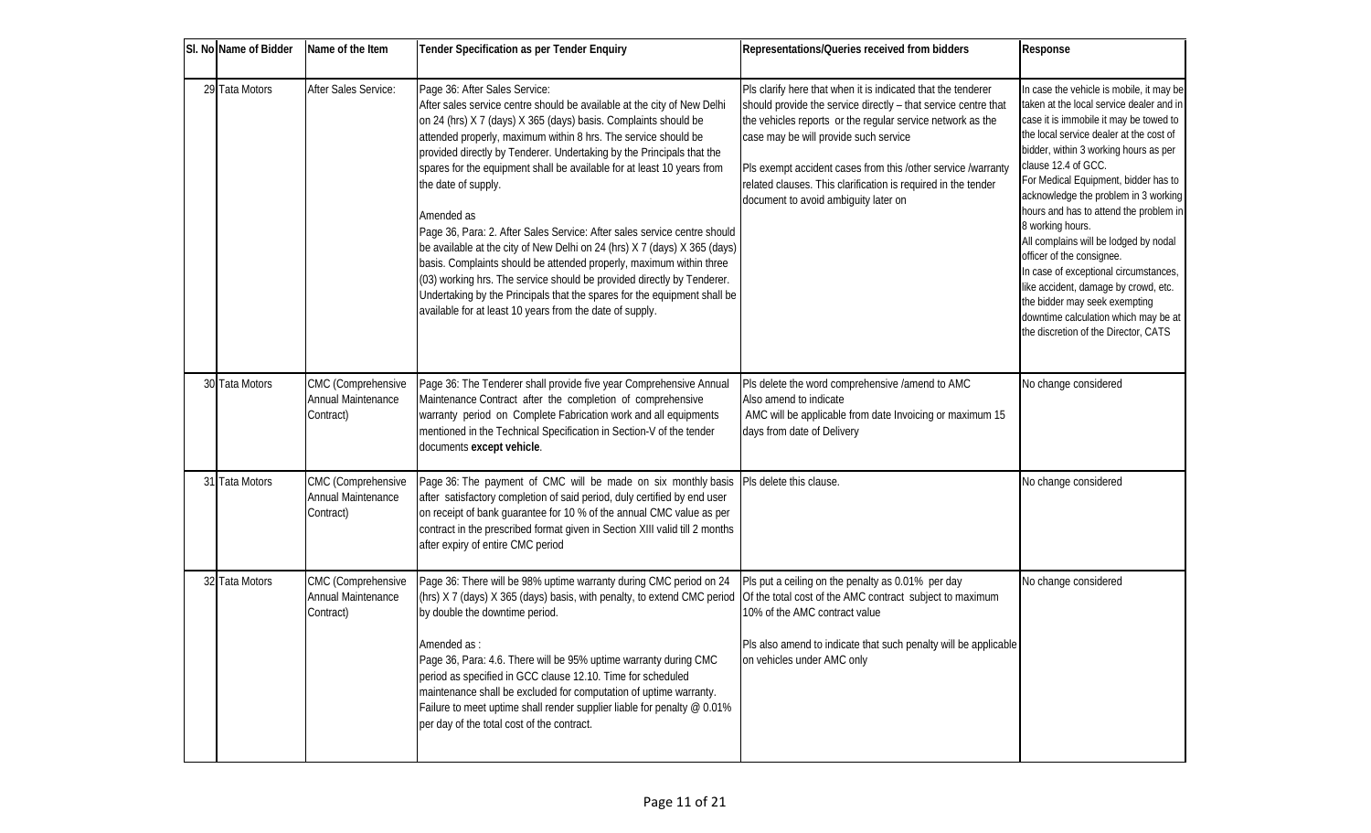| Sl. No | Name of Bidder | Name of the Item | Tender Specification as per Tender Enquiry | Representations/Queries received from bidders | Response |
|---|---|---|---|---|---|
| 29 | Tata Motors | After Sales Service: | Page 36: After Sales Service:<br>After sales service centre should be available at the city of New Delhi on 24 (hrs) X 7 (days) X 365 (days) basis. Complaints should be attended properly, maximum within 8 hrs. The service should be provided directly by Tenderer. Undertaking by the Principals that the spares for the equipment shall be available for at least 10 years from the date of supply.<br><br>Amended as<br>Page 36, Para: 2. After Sales Service: After sales service centre should be available at the city of New Delhi on 24 (hrs) X 7 (days) X 365 (days) basis. Complaints should be attended properly, maximum within three (03) working hrs. The service should be provided directly by Tenderer. Undertaking by the Principals that the spares for the equipment shall be available for at least 10 years from the date of supply. | Pls clarify here that when it is indicated that the tenderer should provide the service directly – that service centre that the vehicles reports or the regular service network as the case may be will provide such service<br><br>Pls exempt accident cases from this /other service /warranty related clauses. This clarification is required in the tender document to avoid ambiguity later on | In case the vehicle is mobile, it may be taken at the local service dealer and in case it is immobile it may be towed to the local service dealer at the cost of bidder, within 3 working hours as per clause 12.4 of GCC.<br>For Medical Equipment, bidder has to acknowledge the problem in 3 working hours and has to attend the problem in 8 working hours.<br>All complains will be lodged by nodal officer of the consignee.<br>In case of exceptional circumstances, like accident, damage by crowd, etc. the bidder may seek exempting downtime calculation which may be at the discretion of the Director, CATS |
| 30 | Tata Motors | CMC (Comprehensive Annual Maintenance Contract) | Page 36: The Tenderer shall provide five year Comprehensive Annual Maintenance Contract after the completion of comprehensive warranty period on Complete Fabrication work and all equipments mentioned in the Technical Specification in Section-V of the tender documents **except vehicle**. | Pls delete the word comprehensive /amend to AMC<br>Also amend to indicate<br>AMC will be applicable from date Invoicing or maximum 15 days from date of Delivery | No change considered |
| 31 | Tata Motors | CMC (Comprehensive Annual Maintenance Contract) | Page 36: The payment of CMC will be made on six monthly basis after satisfactory completion of said period, duly certified by end user on receipt of bank guarantee for 10 % of the annual CMC value as per contract in the prescribed format given in Section XIII valid till 2 months after expiry of entire CMC period | Pls delete this clause. | No change considered |
| 32 | Tata Motors | CMC (Comprehensive Annual Maintenance Contract) | Page 36: There will be 98% uptime warranty during CMC period on 24 (hrs) X 7 (days) X 365 (days) basis, with penalty, to extend CMC period by double the downtime period.<br><br>Amended as :<br>Page 36, Para: 4.6. There will be 95% uptime warranty during CMC period as specified in GCC clause 12.10. Time for scheduled maintenance shall be excluded for computation of uptime warranty. Failure to meet uptime shall render supplier liable for penalty @ 0.01% per day of the total cost of the contract. | Pls put a ceiling on the penalty as 0.01% per day Of the total cost of the AMC contract subject to maximum 10% of the AMC contract value<br><br>Pls also amend to indicate that such penalty will be applicable on vehicles under AMC only | No change considered |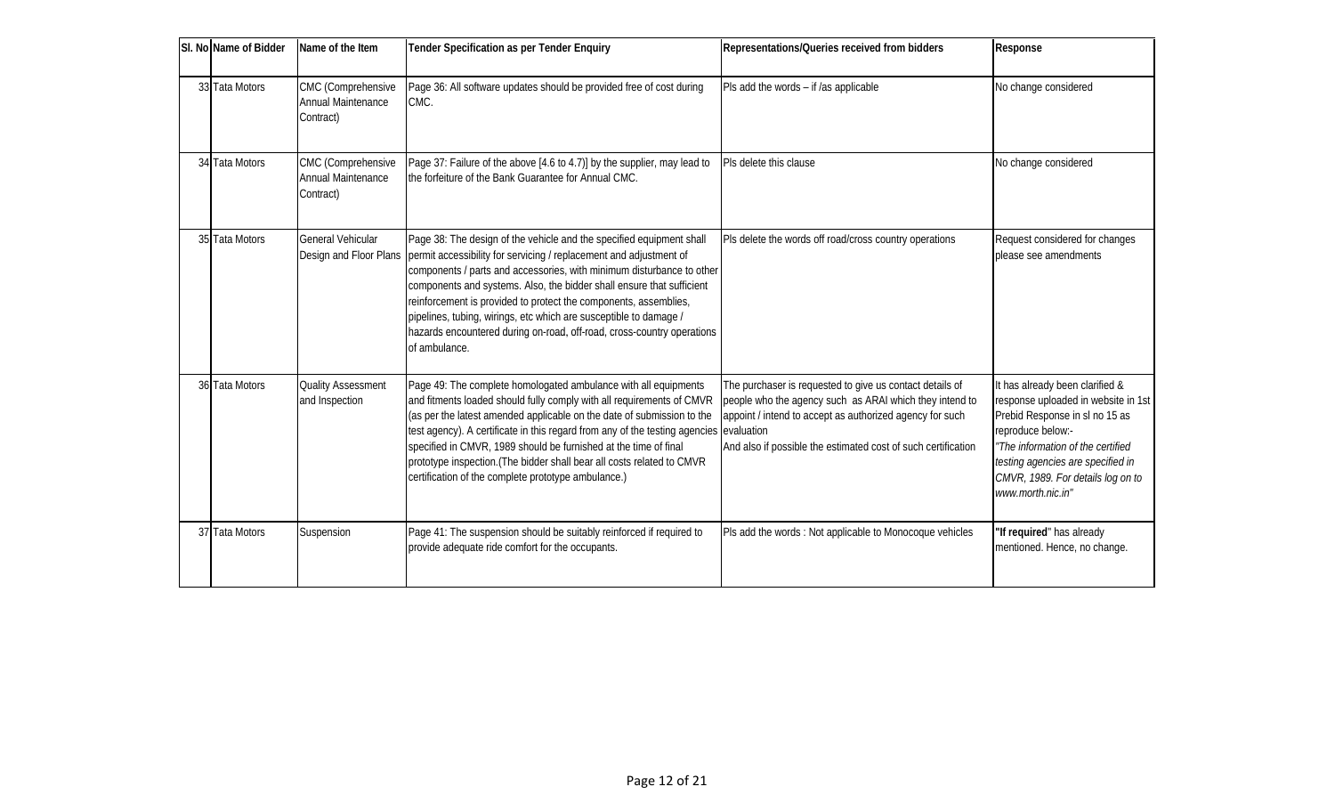| Sl. No | Name of Bidder | Name of the Item | Tender Specification as per Tender Enquiry | Representations/Queries received from bidders | Response |
|---|---|---|---|---|---|
| 33 | Tata Motors | CMC (Comprehensive Annual Maintenance Contract) | Page 36: All software updates should be provided free of cost during CMC. | Pls add the words – if /as applicable | No change considered |
| 34 | Tata Motors | CMC (Comprehensive Annual Maintenance Contract) | Page 37: Failure of the above [4.6 to 4.7)] by the supplier, may lead to the forfeiture of the Bank Guarantee for Annual CMC. | Pls delete this clause | No change considered |
| 35 | Tata Motors | General Vehicular Design and Floor Plans | Page 38: The design of the vehicle and the specified equipment shall permit accessibility for servicing / replacement and adjustment of components / parts and accessories, with minimum disturbance to other components and systems. Also, the bidder shall ensure that sufficient reinforcement is provided to protect the components, assemblies, pipelines, tubing, wirings, etc which are susceptible to damage / hazards encountered during on-road, off-road, cross-country operations of ambulance. | Pls delete the words off road/cross country operations | Request considered for changes please see amendments |
| 36 | Tata Motors | Quality Assessment and Inspection | Page 49: The complete homologated ambulance with all equipments and fitments loaded should fully comply with all requirements of CMVR (as per the latest amended applicable on the date of submission to the test agency). A certificate in this regard from any of the testing agencies specified in CMVR, 1989 should be furnished at the time of final prototype inspection.(The bidder shall bear all costs related to CMVR certification of the complete prototype ambulance.) | The purchaser is requested to give us contact details of people who the agency such as ARAI which they intend to appoint / intend to accept as authorized agency for such evaluation<br>And also if possible the estimated cost of such certification | It has already been clarified & response uploaded in website in 1st Prebid Response in sl no 15 as reproduce below:-<br>*"The information of the certified testing agencies are specified in CMVR, 1989. For details log on to www.morth.nic.in"* |
| 37 | Tata Motors | Suspension | Page 41: The suspension should be suitably reinforced if required to provide adequate ride comfort for the occupants. | Pls add the words : Not applicable to Monocoque vehicles | "**If required**" has already mentioned. Hence, no change. |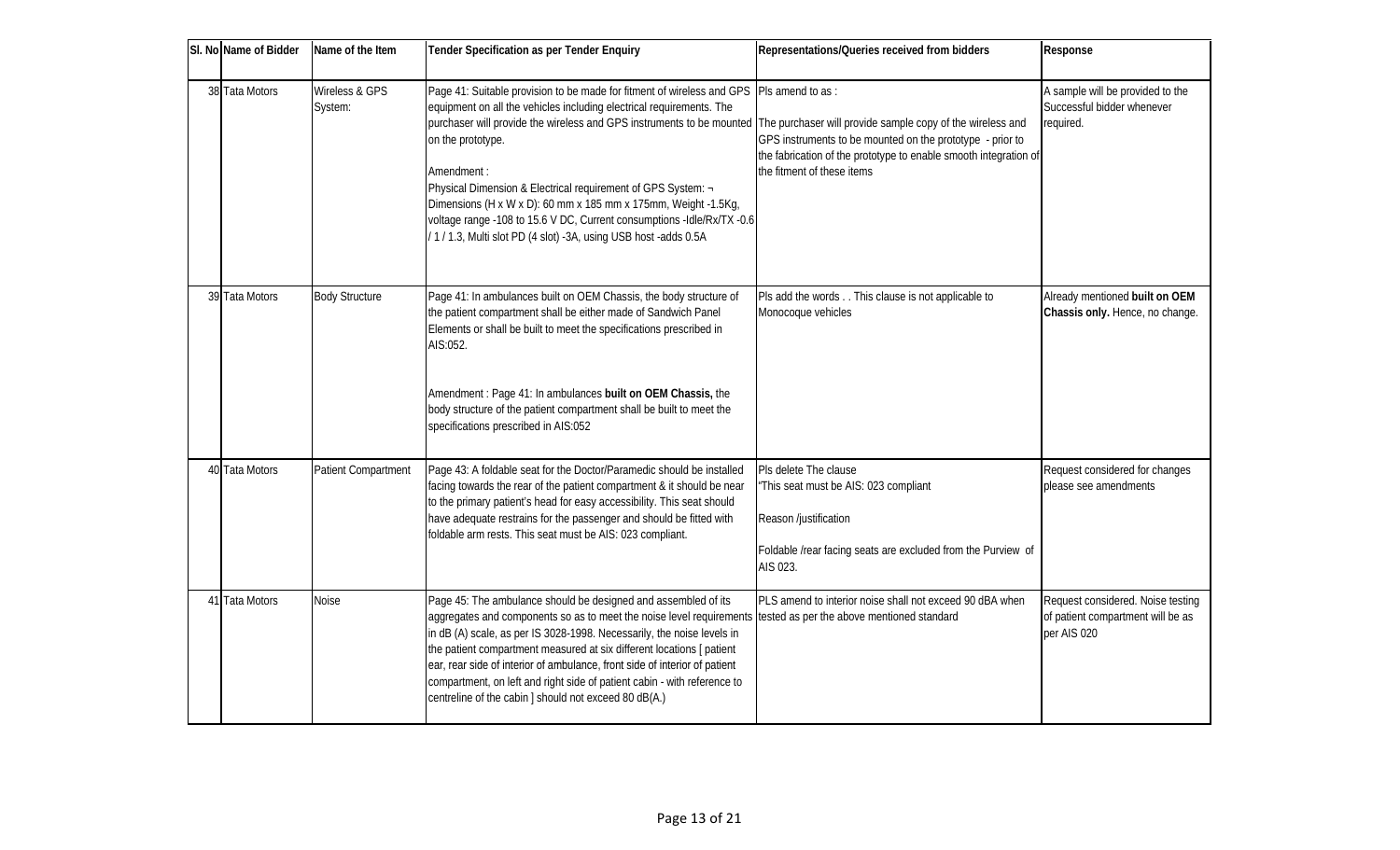| Sl. No | Name of Bidder | Name of the Item | Tender Specification as per Tender Enquiry | Representations/Queries received from bidders | Response |
|---|---|---|---|---|---|
| 38 | Tata Motors | Wireless & GPS System: | Page 41: Suitable provision to be made for fitment of wireless and GPS equipment on all the vehicles including electrical requirements. The purchaser will provide the wireless and GPS instruments to be mounted on the prototype.<br><br>Amendment :<br>Physical Dimension & Electrical requirement of GPS System: ¬ Dimensions (H x W x D): 60 mm x 185 mm x 175mm, Weight -1.5Kg, voltage range -108 to 15.6 V DC, Current consumptions -Idle/Rx/TX -0.6 / 1 / 1.3, Multi slot PD (4 slot) -3A, using USB host -adds 0.5A | Pls amend to as :<br><br>The purchaser will provide sample copy of the wireless and GPS instruments to be mounted on the prototype - prior to the fabrication of the prototype to enable smooth integration of the fitment of these items | A sample will be provided to the Successful bidder whenever required. |
| 39 | Tata Motors | Body Structure | Page 41: In ambulances built on OEM Chassis, the body structure of the patient compartment shall be either made of Sandwich Panel Elements or shall be built to meet the specifications prescribed in AIS:052.<br><br>Amendment : Page 41: In ambulances **built on OEM Chassis,** the body structure of the patient compartment shall be built to meet the specifications prescribed in AIS:052 | Pls add the words . . This clause is not applicable to Monocoque vehicles | Already mentioned **built on OEM Chassis only.** Hence, no change. |
| 40 | Tata Motors | Patient Compartment | Page 43: A foldable seat for the Doctor/Paramedic should be installed facing towards the rear of the patient compartment & it should be near to the primary patient's head for easy accessibility. This seat should have adequate restrains for the passenger and should be fitted with foldable arm rests. This seat must be AIS: 023 compliant. | Pls delete The clause<br>"This seat must be AIS: 023 compliant<br><br>Reason /justification<br><br>Foldable /rear facing seats are excluded from the Purview of AIS 023. | Request considered for changes please see amendments |
| 41 | Tata Motors | Noise | Page 45: The ambulance should be designed and assembled of its aggregates and components so as to meet the noise level requirements in dB (A) scale, as per IS 3028-1998. Necessarily, the noise levels in the patient compartment measured at six different locations [ patient ear, rear side of interior of ambulance, front side of interior of patient compartment, on left and right side of patient cabin - with reference to centreline of the cabin ] should not exceed 80 dB(A.) | PLS amend to interior noise shall not exceed 90 dBA when tested as per the above mentioned standard | Request considered. Noise testing of patient compartment will be as per AIS 020 |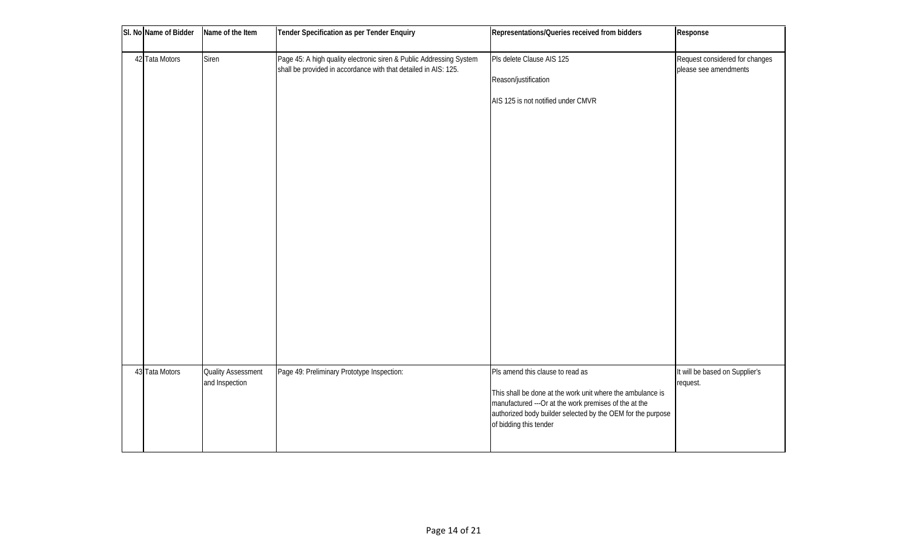| Sl. No | Name of Bidder | Name of the Item | Tender Specification as per Tender Enquiry | Representations/Queries received from bidders | Response |
|---|---|---|---|---|---|
| 42 | Tata Motors | Siren | Page 45: A high quality electronic siren & Public Addressing System shall be provided in accordance with that detailed in AIS: 125. | Pls delete Clause AIS 125<br><br>Reason/justification<br><br>AIS 125 is not notified under CMVR | Request considered for changes please see amendments |
| 43 | Tata Motors | Quality Assessment and Inspection | Page 49: Preliminary Prototype Inspection: | Pls amend this clause to read as<br><br>This shall be done at the work unit where the ambulance is manufactured ---Or at the work premises of the at the authorized body builder selected by the OEM for the purpose of bidding this tender | It will be based on Supplier's request. |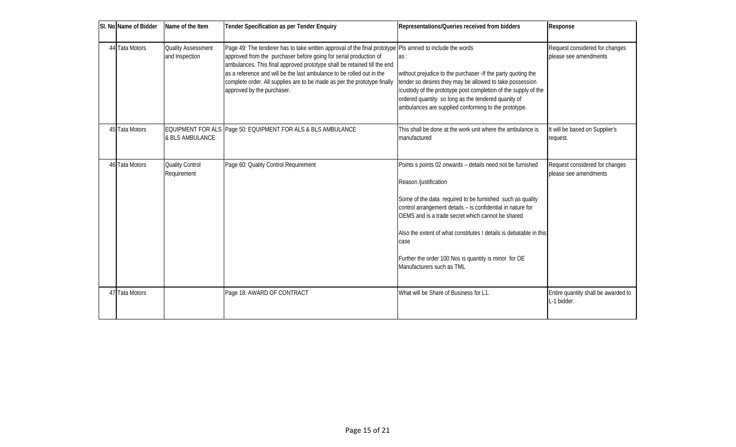| Sl. No | Name of Bidder | Name of the Item | Tender Specification as per Tender Enquiry | Representations/Queries received from bidders | Response |
|---|---|---|---|---|---|
| 44 | Tata Motors | Quality Assessment and Inspection | Page 49: The tenderer has to take written approval of the final prototype approved from the purchaser before going for serial production of ambulances. This final approved prototype shall be retained till the end as a reference and will be the last ambulance to be rolled out in the complete order. All supplies are to be made as per the prototype finally approved by the purchaser. | Pls amned to include the words as :<br><br>without prejudice to the purchaser -If the party quoting the tender so desires they may be allowed to take possession /custody of the prototype post completion of the supply of the ordered quantity so long as the tendered quanity of ambulances are supplied conforming to the prototype. | Request considered for changes please see amendments |
| 45 | Tata Motors | EQUIPMENT FOR ALS & BLS AMBULANCE | Page 50: EQUIPMENT FOR ALS & BLS AMBULANCE | This shall be done at the work unit where the ambulance is manufactured | It will be based on Supplier's request. |
| 46 | Tata Motors | Quality Control Requirement | Page 60: Quality Control Requirement | Points s points 02 onwards – details need not be furnished<br><br>Reason /justification<br><br>Some of the data required to be furnished such as quality control arrangement details – is confidential in nature for OEMS and is a trade secret which cannot be shared<br><br>Also the extent of what constitutes I details is debatable in this case<br><br>Further the order 100 Nos is quantity is minor for OE Manufacturers such as TML | Request considered for changes please see amendments |
| 47 | Tata Motors | | Page 18: AWARD OF CONTRACT | What will be Share of Business for L1. | Entire quantity shall be awarded to L-1 bidder. |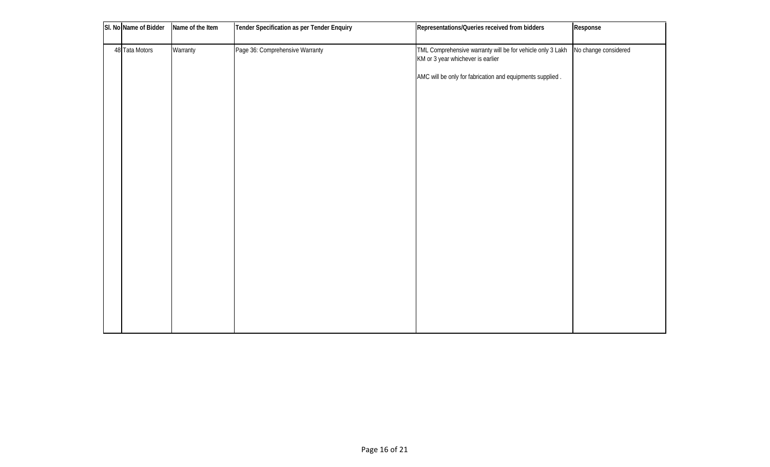| Sl. No | Name of Bidder | Name of the Item | Tender Specification as per Tender Enquiry | Representations/Queries received from bidders | Response |
|---|---|---|---|---|---|
| 48 | Tata Motors | Warranty | Page 36: Comprehensive Warranty | TML Comprehensive warranty will be for vehicle only 3 Lakh KM or 3 year whichever is earlier<br><br>AMC will be only for fabrication and equipments supplied . | No change considered |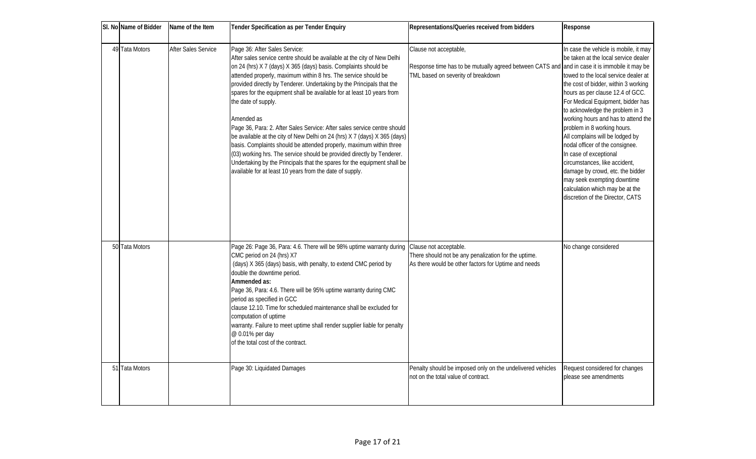| Sl. No | Name of Bidder | Name of the Item | Tender Specification as per Tender Enquiry | Representations/Queries received from bidders | Response |
|---|---|---|---|---|---|
| 49 | Tata Motors | After Sales Service | Page 36: After Sales Service:<br>After sales service centre should be available at the city of New Delhi on 24 (hrs) X 7 (days) X 365 (days) basis. Complaints should be attended properly, maximum within 8 hrs. The service should be provided directly by Tenderer. Undertaking by the Principals that the spares for the equipment shall be available for at least 10 years from the date of supply.<br><br>Amended as<br>Page 36, Para: 2. After Sales Service: After sales service centre should be available at the city of New Delhi on 24 (hrs) X 7 (days) X 365 (days) basis. Complaints should be attended properly, maximum within three (03) working hrs. The service should be provided directly by Tenderer. Undertaking by the Principals that the spares for the equipment shall be available for at least 10 years from the date of supply. | Clause not acceptable,<br><br>Response time has to be mutually agreed between CATS and TML based on severity of breakdown | In case the vehicle is mobile, it may be taken at the local service dealer and in case it is immobile it may be towed to the local service dealer at the cost of bidder, within 3 working hours as per clause 12.4 of GCC.<br>For Medical Equipment, bidder has to acknowledge the problem in 3 working hours and has to attend the problem in 8 working hours.<br>All complains will be lodged by nodal officer of the consignee.<br>In case of exceptional circumstances, like accident, damage by crowd, etc. the bidder may seek exempting downtime calculation which may be at the discretion of the Director, CATS |
| 50 | Tata Motors | | Page 26: Page 36, Para: 4.6. There will be 98% uptime warranty during CMC period on 24 (hrs) X7<br>(days) X 365 (days) basis, with penalty, to extend CMC period by double the downtime period.<br>**Ammended as:**<br>Page 36, Para: 4.6. There will be 95% uptime warranty during CMC period as specified in GCC<br>clause 12.10. Time for scheduled maintenance shall be excluded for computation of uptime<br>warranty. Failure to meet uptime shall render supplier liable for penalty @ 0.01% per day<br>of the total cost of the contract. | Clause not acceptable.<br>There should not be any penalization for the uptime.<br>As there would be other factors for Uptime and needs | No change considered |
| 51 | Tata Motors | | Page 30: Liquidated Damages | Penalty should be imposed only on the undelivered vehicles not on the total value of contract. | Request considered for changes please see amendments |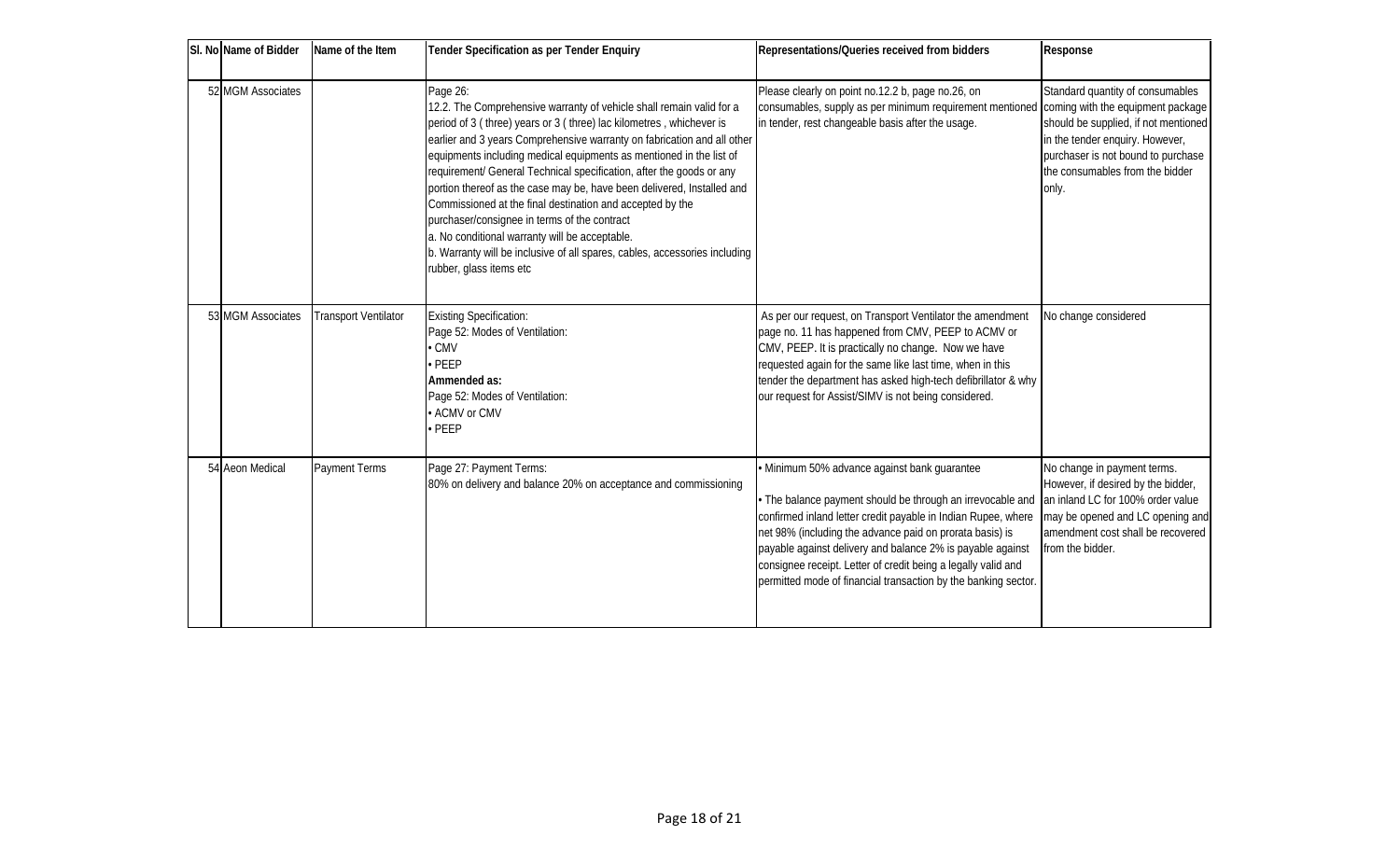| Sl. No | Name of Bidder | Name of the Item | Tender Specification as per Tender Enquiry | Representations/Queries received from bidders | Response |
|---|---|---|---|---|---|
| 52 | MGM Associates | | Page 26:<br>12.2. The Comprehensive warranty of vehicle shall remain valid for a period of 3 ( three) years or 3 ( three) lac kilometres , whichever is earlier and 3 years Comprehensive warranty on fabrication and all other equipments including medical equipments as mentioned in the list of requirement/ General Technical specification, after the goods or any portion thereof as the case may be, have been delivered, Installed and Commissioned at the final destination and accepted by the purchaser/consignee in terms of the contract<br>a. No conditional warranty will be acceptable.<br>b. Warranty will be inclusive of all spares, cables, accessories including rubber, glass items etc | Please clearly on point no.12.2 b, page no.26, on consumables, supply as per minimum requirement mentioned in tender, rest changeable basis after the usage. | Standard quantity of consumables coming with the equipment package should be supplied, if not mentioned in the tender enquiry. However, purchaser is not bound to purchase the consumables from the bidder only. |
| 53 | MGM Associates | Transport Ventilator | Existing Specification:<br>Page 52: Modes of Ventilation:<br>• CMV<br>• PEEP<br>**Ammended as:**<br>Page 52: Modes of Ventilation:<br>• ACMV or CMV<br>• PEEP | As per our request, on Transport Ventilator the amendment page no. 11 has happened from CMV, PEEP to ACMV or CMV, PEEP. It is practically no change. Now we have requested again for the same like last time, when in this tender the department has asked high-tech defibrillator & why our request for Assist/SIMV is not being considered. | No change considered |
| 54 | Aeon Medical | Payment Terms | Page 27: Payment Terms:<br>80% on delivery and balance 20% on acceptance and commissioning | • Minimum 50% advance against bank guarantee<br><br>• The balance payment should be through an irrevocable and confirmed inland letter credit payable in Indian Rupee, where net 98% (including the advance paid on prorata basis) is payable against delivery and balance 2% is payable against consignee receipt. Letter of credit being a legally valid and permitted mode of financial transaction by the banking sector. | No change in payment terms. However, if desired by the bidder, an inland LC for 100% order value may be opened and LC opening and amendment cost shall be recovered from the bidder. |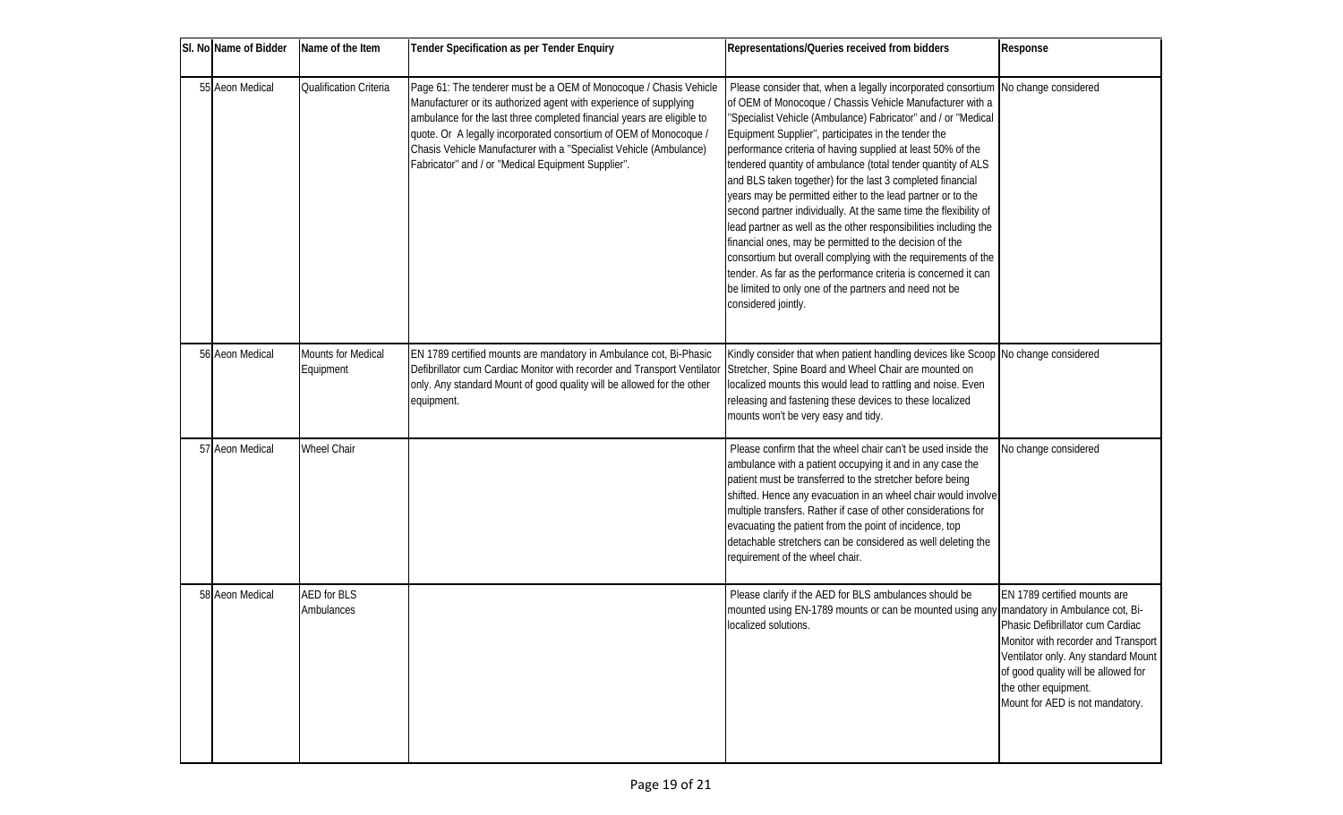| Sl. No | Name of Bidder | Name of the Item | Tender Specification as per Tender Enquiry | Representations/Queries received from bidders | Response |
|---|---|---|---|---|---|
| 55 | Aeon Medical | Qualification Criteria | Page 61: The tenderer must be a OEM of Monocoque / Chassis Vehicle Manufacturer or its authorized agent with experience of supplying ambulance for the last three completed financial years are eligible to quote. Or A legally incorporated consortium of OEM of Monocoque / Chassis Vehicle Manufacturer with a "Specialist Vehicle (Ambulance) Fabricator" and / or "Medical Equipment Supplier". | Please consider that, when a legally incorporated consortium of OEM of Monocoque / Chassis Vehicle Manufacturer with a "Specialist Vehicle (Ambulance) Fabricator" and / or "Medical Equipment Supplier", participates in the tender the performance criteria of having supplied at least 50% of the tendered quantity of ambulance (total tender quantity of ALS and BLS taken together) for the last 3 completed financial years may be permitted either to the lead partner or to the second partner individually. At the same time the flexibility of lead partner as well as the other responsibilities including the financial ones, may be permitted to the decision of the consortium but overall complying with the requirements of the tender. As far as the performance criteria is concerned it can be limited to only one of the partners and need not be considered jointly. | No change considered |
| 56 | Aeon Medical | Mounts for Medical Equipment | EN 1789 certified mounts are mandatory in Ambulance cot, Bi-Phasic Defibrillator cum Cardiac Monitor with recorder and Transport Ventilator only. Any standard Mount of good quality will be allowed for the other equipment. | Kindly consider that when patient handling devices like Scoop Stretcher, Spine Board and Wheel Chair are mounted on localized mounts this would lead to rattling and noise. Even releasing and fastening these devices to these localized mounts won't be very easy and tidy. | No change considered |
| 57 | Aeon Medical | Wheel Chair | | Please confirm that the wheel chair can't be used inside the ambulance with a patient occupying it and in any case the patient must be transferred to the stretcher before being shifted. Hence any evacuation in an wheel chair would involve multiple transfers. Rather if case of other considerations for evacuating the patient from the point of incidence, top detachable stretchers can be considered as well deleting the requirement of the wheel chair. | No change considered |
| 58 | Aeon Medical | AED for BLS Ambulances | | Please clarify if the AED for BLS ambulances should be mounted using EN-1789 mounts or can be mounted using any localized solutions. | EN 1789 certified mounts are mandatory in Ambulance cot, Bi-Phasic Defibrillator cum Cardiac Monitor with recorder and Transport Ventilator only. Any standard Mount of good quality will be allowed for the other equipment.<br>Mount for AED is not mandatory. |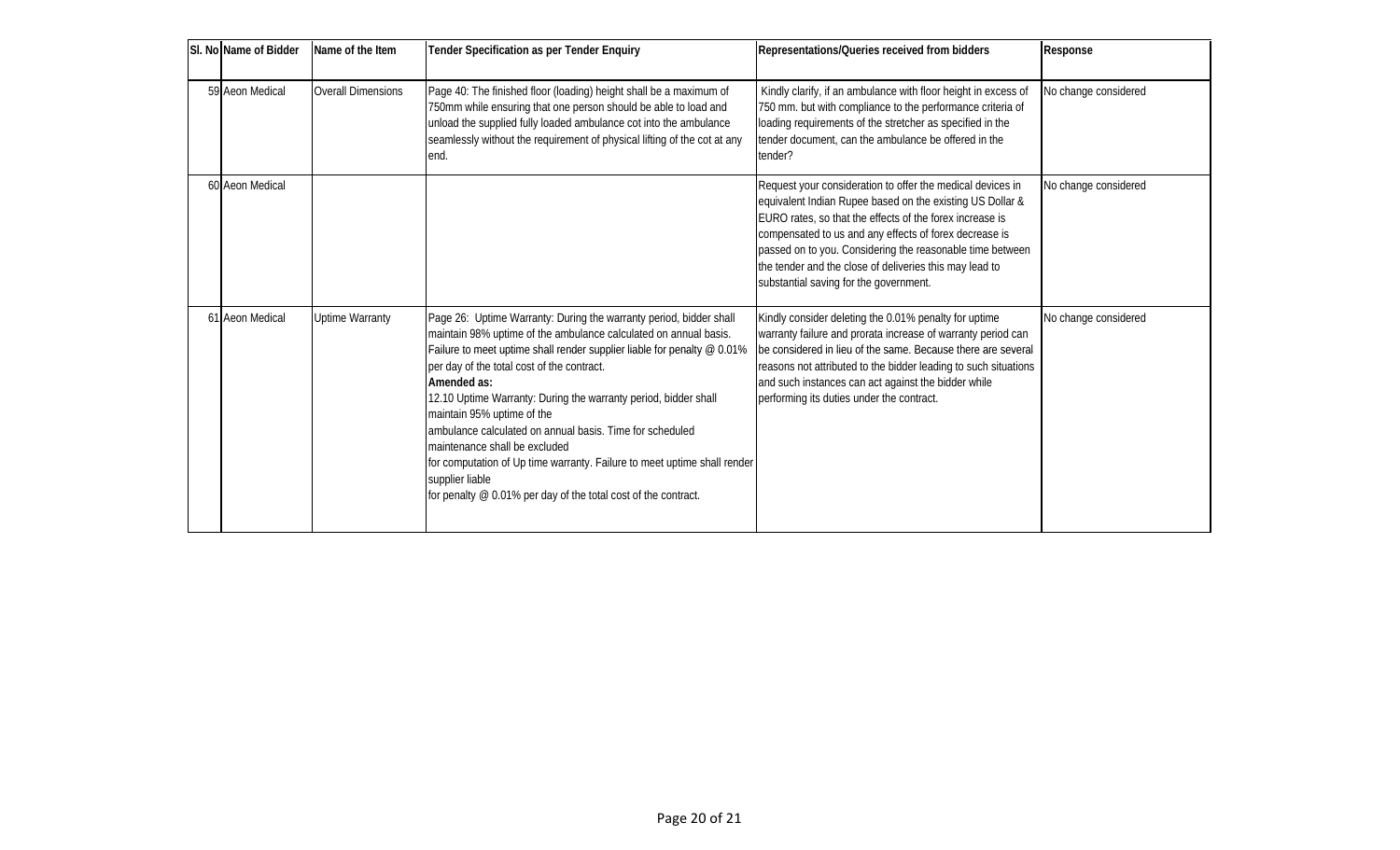| Sl. No | Name of Bidder | Name of the Item | Tender Specification as per Tender Enquiry | Representations/Queries received from bidders | Response |
|---|---|---|---|---|---|
| 59 | Aeon Medical | Overall Dimensions | Page 40: The finished floor (loading) height shall be a maximum of 750mm while ensuring that one person should be able to load and unload the supplied fully loaded ambulance cot into the ambulance seamlessly without the requirement of physical lifting of the cot at any end. | Kindly clarify, if an ambulance with floor height in excess of 750 mm. but with compliance to the performance criteria of loading requirements of the stretcher as specified in the tender document, can the ambulance be offered in the tender? | No change considered |
| 60 | Aeon Medical | | | Request your consideration to offer the medical devices in equivalent Indian Rupee based on the existing US Dollar & EURO rates, so that the effects of the forex increase is compensated to us and any effects of forex decrease is passed on to you. Considering the reasonable time between the tender and the close of deliveries this may lead to substantial saving for the government. | No change considered |
| 61 | Aeon Medical | Uptime Warranty | Page 26: Uptime Warranty: During the warranty period, bidder shall maintain 98% uptime of the ambulance calculated on annual basis. Failure to meet uptime shall render supplier liable for penalty @ 0.01% per day of the total cost of the contract.<br>**Amended as:**<br>12.10 Uptime Warranty: During the warranty period, bidder shall maintain 95% uptime of the ambulance calculated on annual basis. Time for scheduled maintenance shall be excluded for computation of Up time warranty. Failure to meet uptime shall render supplier liable for penalty @ 0.01% per day of the total cost of the contract. | Kindly consider deleting the 0.01% penalty for uptime warranty failure and prorata increase of warranty period can be considered in lieu of the same. Because there are several reasons not attributed to the bidder leading to such situations and such instances can act against the bidder while performing its duties under the contract. | No change considered |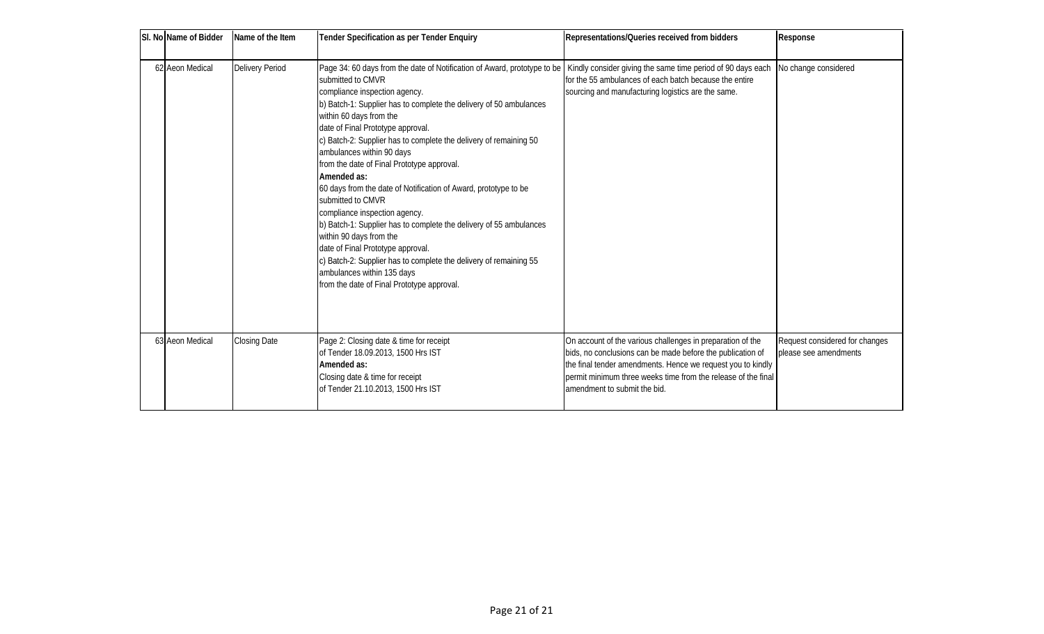| Sl. No | Name of Bidder | Name of the Item | Tender Specification as per Tender Enquiry | Representations/Queries received from bidders | Response |
|---|---|---|---|---|---|
| 62 | Aeon Medical | Delivery Period | Page 34: 60 days from the date of Notification of Award, prototype to be submitted to CMVR compliance inspection agency.<br>b) Batch-1: Supplier has to complete the delivery of 50 ambulances within 60 days from the date of Final Prototype approval.<br>c) Batch-2: Supplier has to complete the delivery of remaining 50 ambulances within 90 days from the date of Final Prototype approval.<br>**Amended as:**<br>60 days from the date of Notification of Award, prototype to be submitted to CMVR compliance inspection agency.<br>b) Batch-1: Supplier has to complete the delivery of 55 ambulances within 90 days from the date of Final Prototype approval.<br>c) Batch-2: Supplier has to complete the delivery of remaining 55 ambulances within 135 days from the date of Final Prototype approval. | Kindly consider giving the same time period of 90 days each for the 55 ambulances of each batch because the entire sourcing and manufacturing logistics are the same. | No change considered |
| 63 | Aeon Medical | Closing Date | Page 2: Closing date & time for receipt of Tender 18.09.2013, 1500 Hrs IST<br>**Amended as:**<br>Closing date & time for receipt of Tender 21.10.2013, 1500 Hrs IST | On account of the various challenges in preparation of the bids, no conclusions can be made before the publication of the final tender amendments. Hence we request you to kindly permit minimum three weeks time from the release of the final amendment to submit the bid. | Request considered for changes please see amendments |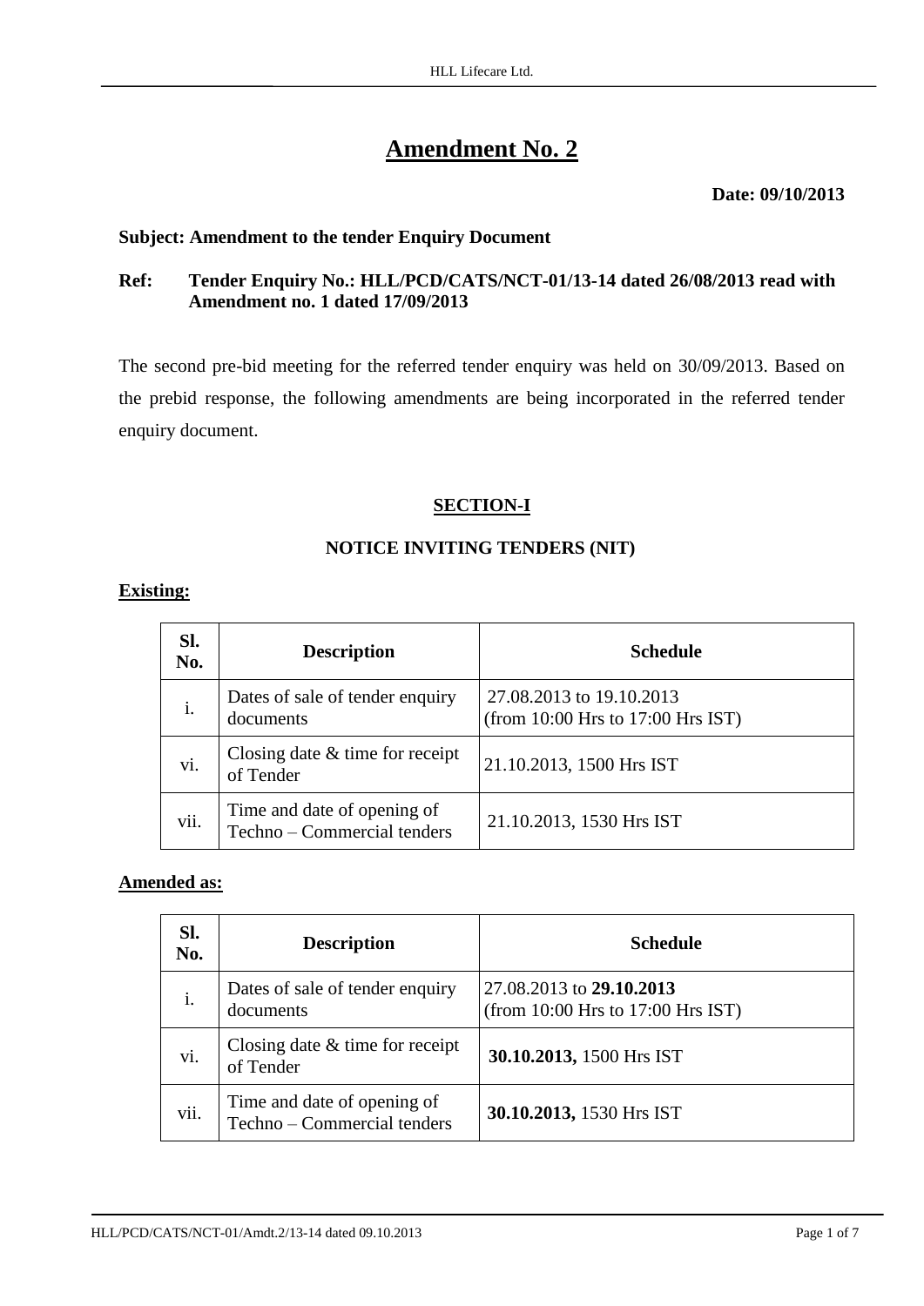# Amendment No. 2

**Date: 09/10/2013**

**Subject: Amendment to the tender Enquiry Document**

**Ref: Tender Enquiry No.: HLL/PCD/CATS/NCT-01/13-14 dated 26/08/2013 read with Amendment no. 1 dated 17/09/2013**

The second pre-bid meeting for the referred tender enquiry was held on 30/09/2013. Based on the prebid response, the following amendments are being incorporated in the referred tender enquiry document.

## SECTION-I

### NOTICE INVITING TENDERS (NIT)

**Existing:**

| Sl. No. | Description | Schedule |
|---|---|---|
| i. | Dates of sale of tender enquiry documents | 27.08.2013 to 19.10.2013 (from 10:00 Hrs to 17:00 Hrs IST) |
| vi. | Closing date & time for receipt of Tender | 21.10.2013, 1500 Hrs IST |
| vii. | Time and date of opening of Techno – Commercial tenders | 21.10.2013, 1530 Hrs IST |

**Amended as:**

| Sl. No. | Description | Schedule |
|---|---|---|
| i. | Dates of sale of tender enquiry documents | 27.08.2013 to **29.10.2013** (from 10:00 Hrs to 17:00 Hrs IST) |
| vi. | Closing date & time for receipt of Tender | **30.10.2013,** 1500 Hrs IST |
| vii. | Time and date of opening of Techno – Commercial tenders | **30.10.2013,** 1530 Hrs IST |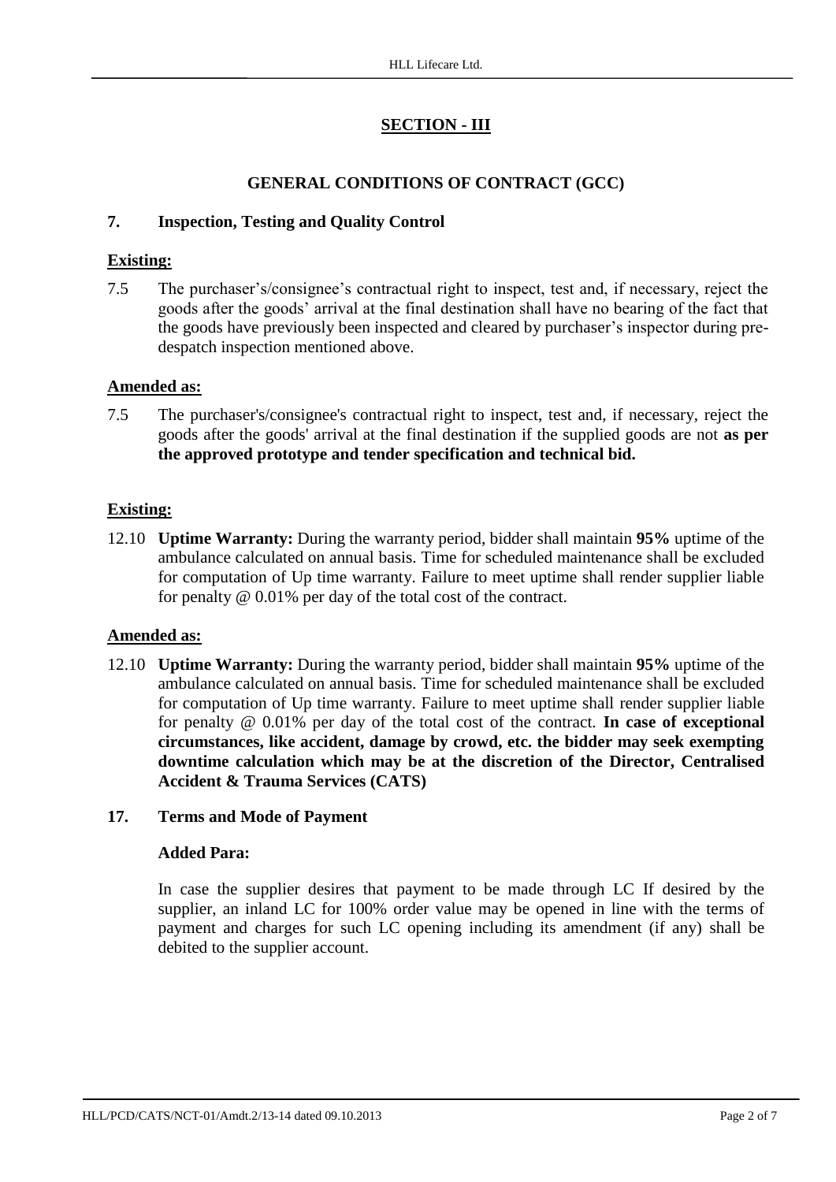## SECTION - III

### GENERAL CONDITIONS OF CONTRACT (GCC)

**7. Inspection, Testing and Quality Control**

**Existing:**

7.5 The purchaser's/consignee's contractual right to inspect, test and, if necessary, reject the goods after the goods' arrival at the final destination shall have no bearing of the fact that the goods have previously been inspected and cleared by purchaser's inspector during pre-despatch inspection mentioned above.

**Amended as:**

7.5 The purchaser's/consignee's contractual right to inspect, test and, if necessary, reject the goods after the goods' arrival at the final destination if the supplied goods are not **as per the approved prototype and tender specification and technical bid.**

**Existing:**

12.10 **Uptime Warranty:** During the warranty period, bidder shall maintain **95%** uptime of the ambulance calculated on annual basis. Time for scheduled maintenance shall be excluded for computation of Up time warranty. Failure to meet uptime shall render supplier liable for penalty @ 0.01% per day of the total cost of the contract.

**Amended as:**

12.10 **Uptime Warranty:** During the warranty period, bidder shall maintain **95%** uptime of the ambulance calculated on annual basis. Time for scheduled maintenance shall be excluded for computation of Up time warranty. Failure to meet uptime shall render supplier liable for penalty @ 0.01% per day of the total cost of the contract. **In case of exceptional circumstances, like accident, damage by crowd, etc. the bidder may seek exempting downtime calculation which may be at the discretion of the Director, Centralised Accident & Trauma Services (CATS)**

**17. Terms and Mode of Payment**

**Added Para:**

In case the supplier desires that payment to be made through LC If desired by the supplier, an inland LC for 100% order value may be opened in line with the terms of payment and charges for such LC opening including its amendment (if any) shall be debited to the supplier account.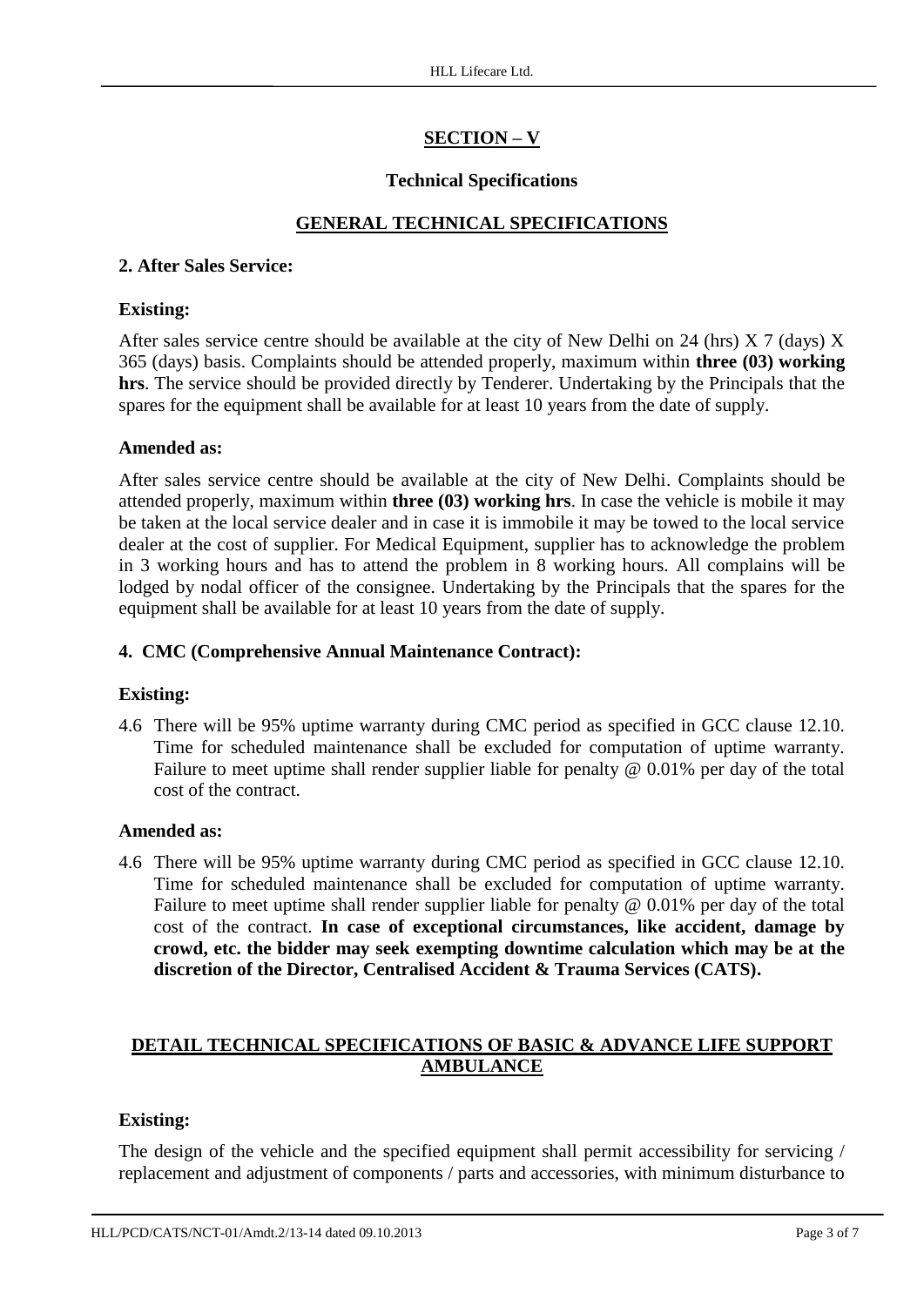## SECTION – V

### Technical Specifications

### GENERAL TECHNICAL SPECIFICATIONS

**2. After Sales Service:**

**Existing:**

After sales service centre should be available at the city of New Delhi on 24 (hrs) X 7 (days) X 365 (days) basis. Complaints should be attended properly, maximum within **three (03) working hrs**. The service should be provided directly by Tenderer. Undertaking by the Principals that the spares for the equipment shall be available for at least 10 years from the date of supply.

**Amended as:**

After sales service centre should be available at the city of New Delhi. Complaints should be attended properly, maximum within **three (03) working hrs**. In case the vehicle is mobile it may be taken at the local service dealer and in case it is immobile it may be towed to the local service dealer at the cost of supplier. For Medical Equipment, supplier has to acknowledge the problem in 3 working hours and has to attend the problem in 8 working hours. All complains will be lodged by nodal officer of the consignee. Undertaking by the Principals that the spares for the equipment shall be available for at least 10 years from the date of supply.

**4. CMC (Comprehensive Annual Maintenance Contract):**

**Existing:**

4.6 There will be 95% uptime warranty during CMC period as specified in GCC clause 12.10. Time for scheduled maintenance shall be excluded for computation of uptime warranty. Failure to meet uptime shall render supplier liable for penalty @ 0.01% per day of the total cost of the contract.

**Amended as:**

4.6 There will be 95% uptime warranty during CMC period as specified in GCC clause 12.10. Time for scheduled maintenance shall be excluded for computation of uptime warranty. Failure to meet uptime shall render supplier liable for penalty @ 0.01% per day of the total cost of the contract. **In case of exceptional circumstances, like accident, damage by crowd, etc. the bidder may seek exempting downtime calculation which may be at the discretion of the Director, Centralised Accident & Trauma Services (CATS).**

### DETAIL TECHNICAL SPECIFICATIONS OF BASIC & ADVANCE LIFE SUPPORT AMBULANCE

**Existing:**

The design of the vehicle and the specified equipment shall permit accessibility for servicing / replacement and adjustment of components / parts and accessories, with minimum disturbance to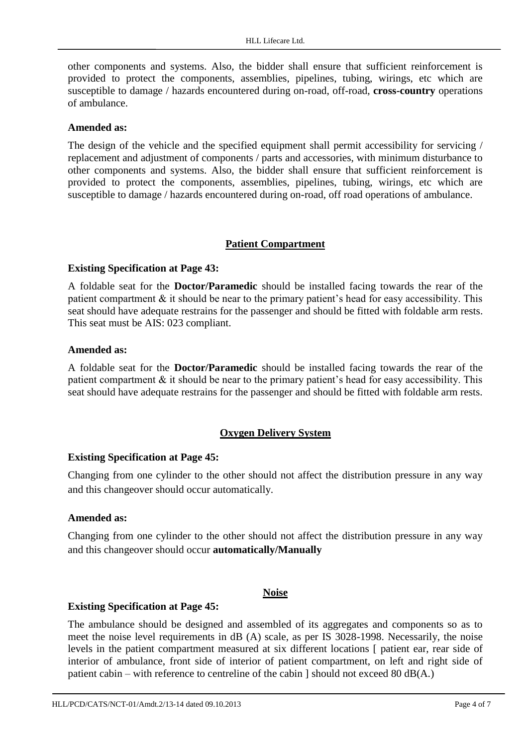other components and systems. Also, the bidder shall ensure that sufficient reinforcement is provided to protect the components, assemblies, pipelines, tubing, wirings, etc which are susceptible to damage / hazards encountered during on-road, off-road, **cross-country** operations of ambulance.

**Amended as:**

The design of the vehicle and the specified equipment shall permit accessibility for servicing / replacement and adjustment of components / parts and accessories, with minimum disturbance to other components and systems. Also, the bidder shall ensure that sufficient reinforcement is provided to protect the components, assemblies, pipelines, tubing, wirings, etc which are susceptible to damage / hazards encountered during on-road, off road operations of ambulance.

## Patient Compartment

**Existing Specification at Page 43:**

A foldable seat for the **Doctor/Paramedic** should be installed facing towards the rear of the patient compartment & it should be near to the primary patient's head for easy accessibility. This seat should have adequate restrains for the passenger and should be fitted with foldable arm rests. This seat must be AIS: 023 compliant.

**Amended as:**

A foldable seat for the **Doctor/Paramedic** should be installed facing towards the rear of the patient compartment & it should be near to the primary patient's head for easy accessibility. This seat should have adequate restrains for the passenger and should be fitted with foldable arm rests.

## Oxygen Delivery System

**Existing Specification at Page 45:**

Changing from one cylinder to the other should not affect the distribution pressure in any way and this changeover should occur automatically.

**Amended as:**

Changing from one cylinder to the other should not affect the distribution pressure in any way and this changeover should occur **automatically/Manually**

## Noise

**Existing Specification at Page 45:**

The ambulance should be designed and assembled of its aggregates and components so as to meet the noise level requirements in dB (A) scale, as per IS 3028-1998. Necessarily, the noise levels in the patient compartment measured at six different locations [ patient ear, rear side of interior of ambulance, front side of interior of patient compartment, on left and right side of patient cabin – with reference to centreline of the cabin ] should not exceed 80 dB(A.)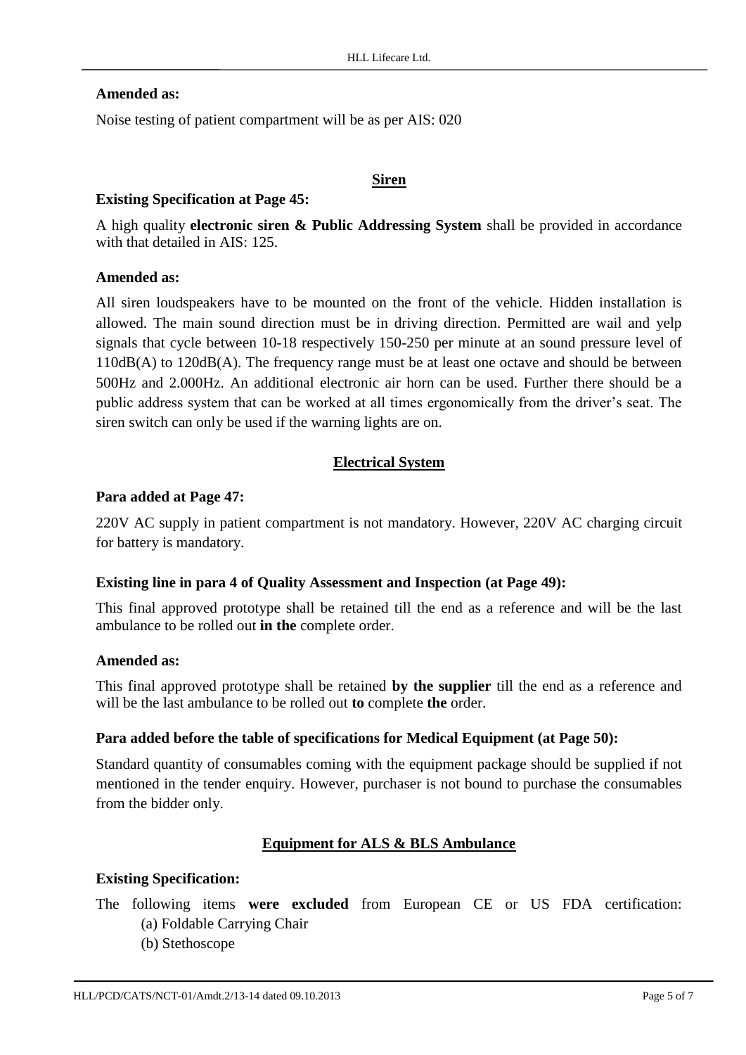**Amended as:**

Noise testing of patient compartment will be as per AIS: 020

## Siren

**Existing Specification at Page 45:**

A high quality **electronic siren & Public Addressing System** shall be provided in accordance with that detailed in AIS: 125.

**Amended as:**

All siren loudspeakers have to be mounted on the front of the vehicle. Hidden installation is allowed. The main sound direction must be in driving direction. Permitted are wail and yelp signals that cycle between 10-18 respectively 150-250 per minute at an sound pressure level of 110dB(A) to 120dB(A). The frequency range must be at least one octave and should be between 500Hz and 2.000Hz. An additional electronic air horn can be used. Further there should be a public address system that can be worked at all times ergonomically from the driver's seat. The siren switch can only be used if the warning lights are on.

## Electrical System

**Para added at Page 47:**

220V AC supply in patient compartment is not mandatory. However, 220V AC charging circuit for battery is mandatory.

**Existing line in para 4 of Quality Assessment and Inspection (at Page 49):**

This final approved prototype shall be retained till the end as a reference and will be the last ambulance to be rolled out **in the** complete order.

**Amended as:**

This final approved prototype shall be retained **by the supplier** till the end as a reference and will be the last ambulance to be rolled out **to** complete **the** order.

**Para added before the table of specifications for Medical Equipment (at Page 50):**

Standard quantity of consumables coming with the equipment package should be supplied if not mentioned in the tender enquiry. However, purchaser is not bound to purchase the consumables from the bidder only.

## Equipment for ALS & BLS Ambulance

**Existing Specification:**

The following items **were excluded** from European CE or US FDA certification:

(a) Foldable Carrying Chair

(b) Stethoscope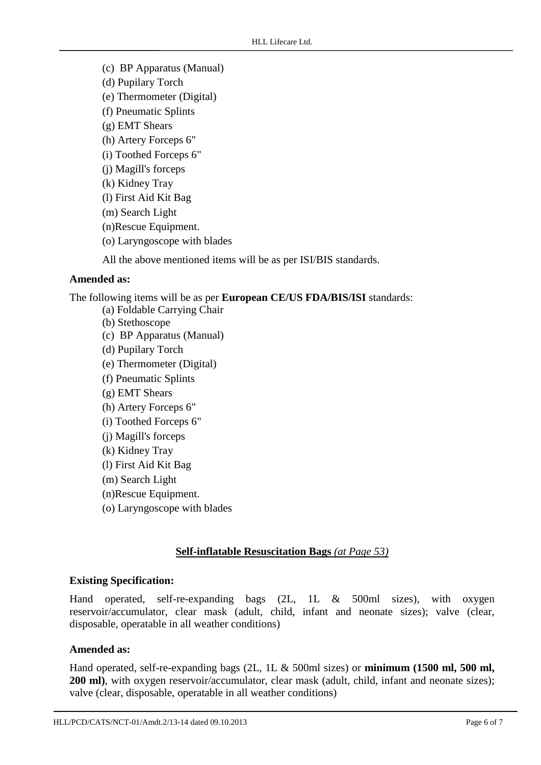(c) BP Apparatus (Manual)
(d) Pupilary Torch
(e) Thermometer (Digital)
(f) Pneumatic Splints
(g) EMT Shears
(h) Artery Forceps 6"
(i) Toothed Forceps 6"
(j) Magill's forceps
(k) Kidney Tray
(l) First Aid Kit Bag
(m) Search Light
(n)Rescue Equipment.
(o) Laryngoscope with blades

All the above mentioned items will be as per ISI/BIS standards.

**Amended as:**

The following items will be as per **European CE/US FDA/BIS/ISI** standards:

(a) Foldable Carrying Chair
(b) Stethoscope
(c) BP Apparatus (Manual)
(d) Pupilary Torch
(e) Thermometer (Digital)
(f) Pneumatic Splints
(g) EMT Shears
(h) Artery Forceps 6"
(i) Toothed Forceps 6"
(j) Magill's forceps
(k) Kidney Tray
(l) First Aid Kit Bag
(m) Search Light
(n)Rescue Equipment.
(o) Laryngoscope with blades

## **Self-inflatable Resuscitation Bags** *(at Page 53)*

**Existing Specification:**

Hand operated, self-re-expanding bags (2L, 1L & 500ml sizes), with oxygen reservoir/accumulator, clear mask (adult, child, infant and neonate sizes); valve (clear, disposable, operatable in all weather conditions)

**Amended as:**

Hand operated, self-re-expanding bags (2L, 1L & 500ml sizes) or **minimum (1500 ml, 500 ml, 200 ml)**, with oxygen reservoir/accumulator, clear mask (adult, child, infant and neonate sizes); valve (clear, disposable, operatable in all weather conditions)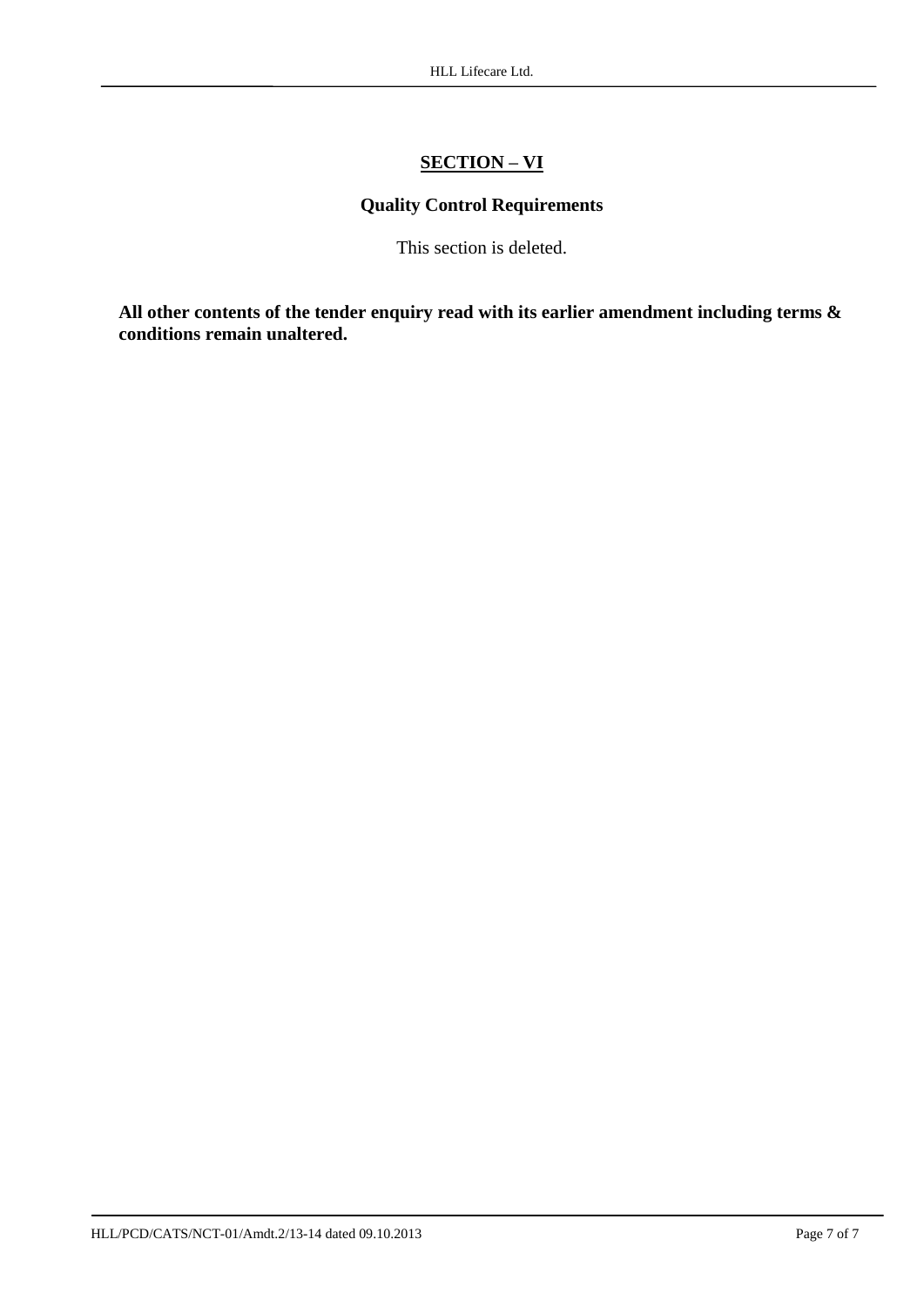## SECTION – VI

### Quality Control Requirements

This section is deleted.

**All other contents of the tender enquiry read with its earlier amendment including terms & conditions remain unaltered.**